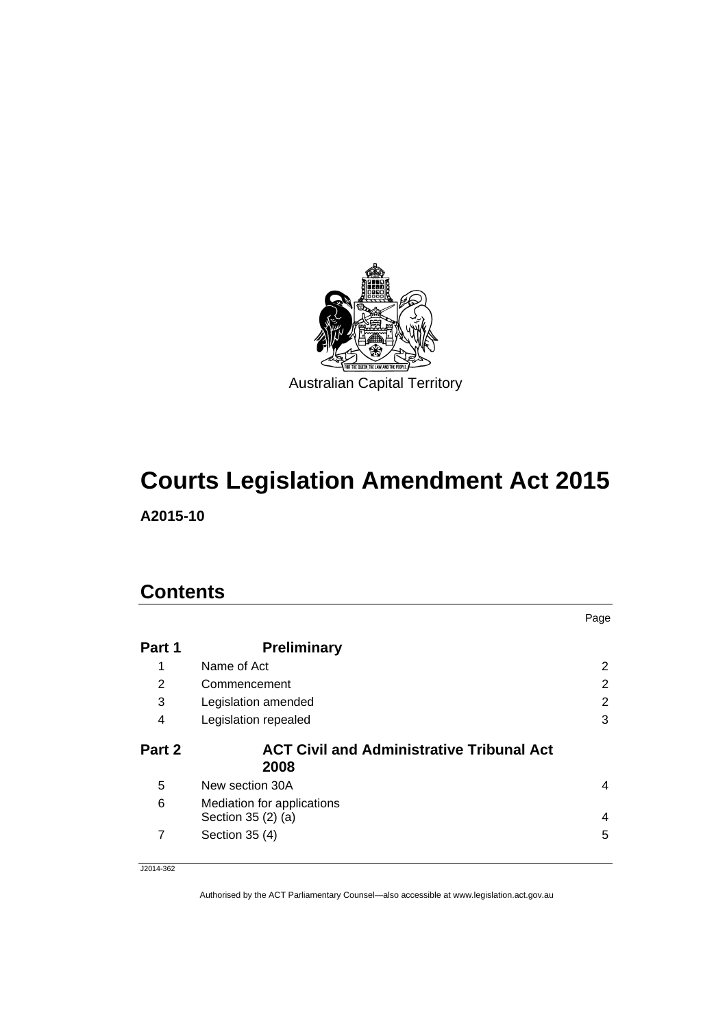Australian Capital Territory

# Courts Legislation Amendment Act 2015

**A2015-10**

## Contents

| | | Page |
|---|---|---|
| **Part 1** | **Preliminary** | |
| 1 | Name of Act | 2 |
| 2 | Commencement | 2 |
| 3 | Legislation amended | 2 |
| 4 | Legislation repealed | 3 |
| **Part 2** | **ACT Civil and Administrative Tribunal Act 2008** | |
| 5 | New section 30A | 4 |
| 6 | Mediation for applications Section 35 (2) (a) | 4 |
| 7 | Section 35 (4) | 5 |

J2014-362

Authorised by the ACT Parliamentary Counsel—also accessible at www.legislation.act.gov.au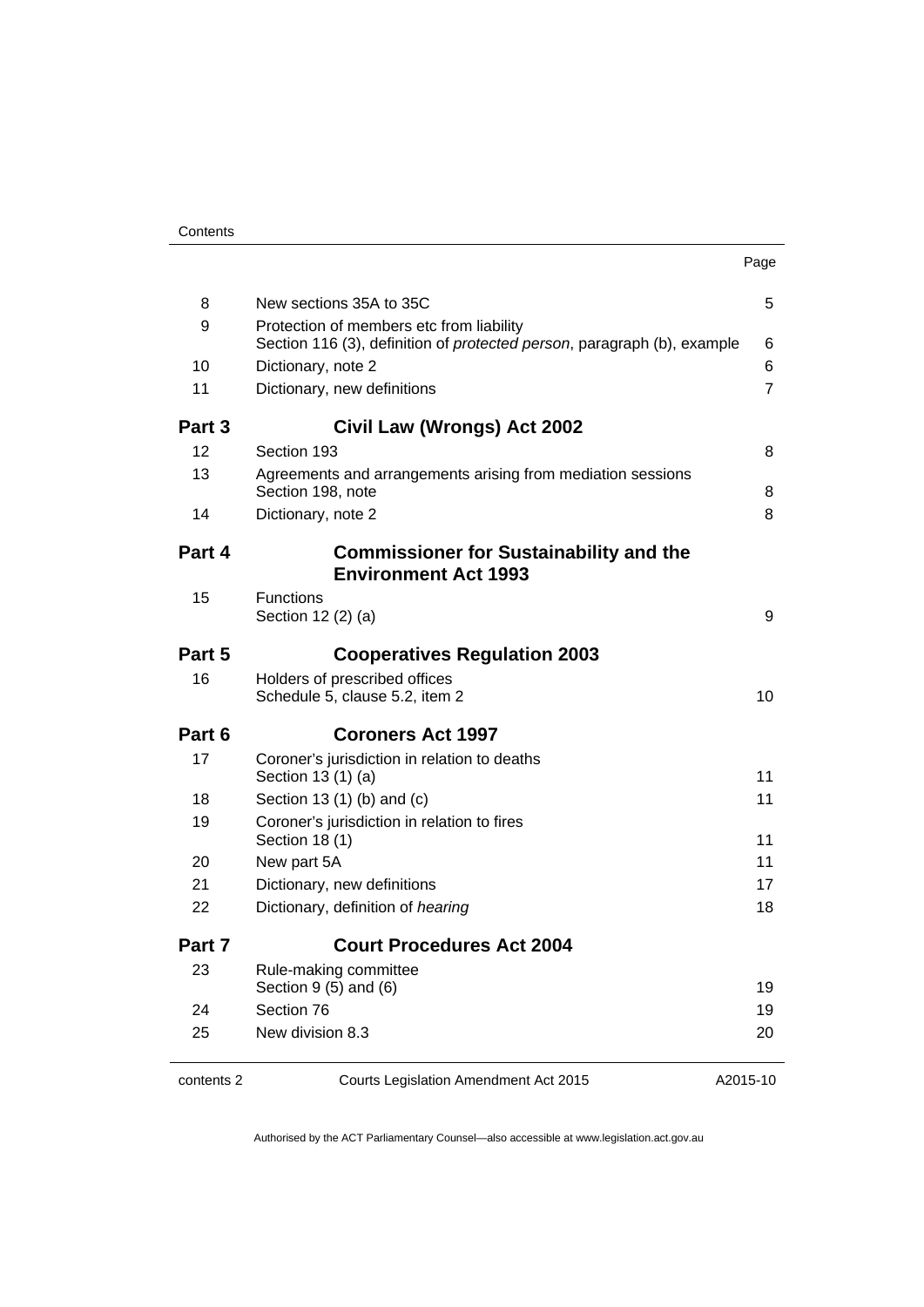| | | Page |
|---|---|---|
| 8 | New sections 35A to 35C | 5 |
| 9 | Protection of members etc from liability<br>Section 116 (3), definition of *protected person*, paragraph (b), example | 6 |
| 10 | Dictionary, note 2 | 6 |
| 11 | Dictionary, new definitions | 7 |
| **Part 3** | **Civil Law (Wrongs) Act 2002** | |
| 12 | Section 193 | 8 |
| 13 | Agreements and arrangements arising from mediation sessions<br>Section 198, note | 8 |
| 14 | Dictionary, note 2 | 8 |
| **Part 4** | **Commissioner for Sustainability and the Environment Act 1993** | |
| 15 | Functions<br>Section 12 (2) (a) | 9 |
| **Part 5** | **Cooperatives Regulation 2003** | |
| 16 | Holders of prescribed offices<br>Schedule 5, clause 5.2, item 2 | 10 |
| **Part 6** | **Coroners Act 1997** | |
| 17 | Coroner's jurisdiction in relation to deaths<br>Section 13 (1) (a) | 11 |
| 18 | Section 13 (1) (b) and (c) | 11 |
| 19 | Coroner's jurisdiction in relation to fires<br>Section 18 (1) | 11 |
| 20 | New part 5A | 11 |
| 21 | Dictionary, new definitions | 17 |
| 22 | Dictionary, definition of *hearing* | 18 |
| **Part 7** | **Court Procedures Act 2004** | |
| 23 | Rule-making committee<br>Section 9 (5) and (6) | 19 |
| 24 | Section 76 | 19 |
| 25 | New division 8.3 | 20 |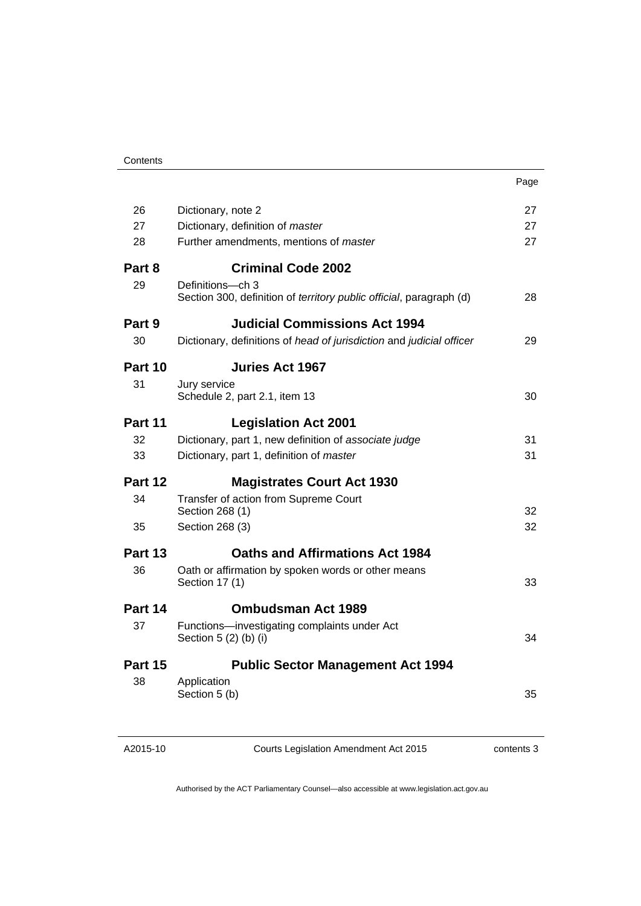| | | Page |
|---|---|---|
| 26 | Dictionary, note 2 | 27 |
| 27 | Dictionary, definition of *master* | 27 |
| 28 | Further amendments, mentions of *master* | 27 |
| **Part 8** | **Criminal Code 2002** | |
| 29 | Definitions—ch 3<br>Section 300, definition of *territory public official*, paragraph (d) | 28 |
| **Part 9** | **Judicial Commissions Act 1994** | |
| 30 | Dictionary, definitions of *head of jurisdiction* and *judicial officer* | 29 |
| **Part 10** | **Juries Act 1967** | |
| 31 | Jury service<br>Schedule 2, part 2.1, item 13 | 30 |
| **Part 11** | **Legislation Act 2001** | |
| 32 | Dictionary, part 1, new definition of *associate judge* | 31 |
| 33 | Dictionary, part 1, definition of *master* | 31 |
| **Part 12** | **Magistrates Court Act 1930** | |
| 34 | Transfer of action from Supreme Court<br>Section 268 (1) | 32 |
| 35 | Section 268 (3) | 32 |
| **Part 13** | **Oaths and Affirmations Act 1984** | |
| 36 | Oath or affirmation by spoken words or other means<br>Section 17 (1) | 33 |
| **Part 14** | **Ombudsman Act 1989** | |
| 37 | Functions—investigating complaints under Act<br>Section 5 (2) (b) (i) | 34 |
| **Part 15** | **Public Sector Management Act 1994** | |
| 38 | Application<br>Section 5 (b) | 35 |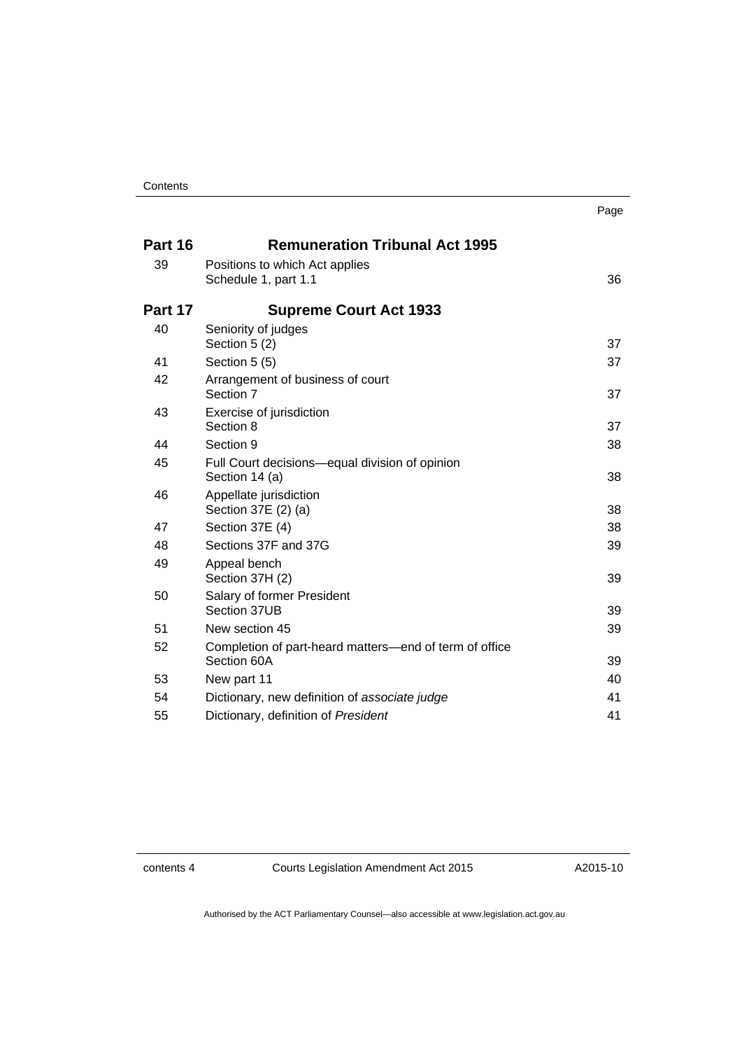| | | Page |
|---|---|---|
| **Part 16** | **Remuneration Tribunal Act 1995** | |
| 39 | Positions to which Act applies<br>Schedule 1, part 1.1 | 36 |
| **Part 17** | **Supreme Court Act 1933** | |
| 40 | Seniority of judges<br>Section 5 (2) | 37 |
| 41 | Section 5 (5) | 37 |
| 42 | Arrangement of business of court<br>Section 7 | 37 |
| 43 | Exercise of jurisdiction<br>Section 8 | 37 |
| 44 | Section 9 | 38 |
| 45 | Full Court decisions—equal division of opinion<br>Section 14 (a) | 38 |
| 46 | Appellate jurisdiction<br>Section 37E (2) (a) | 38 |
| 47 | Section 37E (4) | 38 |
| 48 | Sections 37F and 37G | 39 |
| 49 | Appeal bench<br>Section 37H (2) | 39 |
| 50 | Salary of former President<br>Section 37UB | 39 |
| 51 | New section 45 | 39 |
| 52 | Completion of part-heard matters—end of term of office<br>Section 60A | 39 |
| 53 | New part 11 | 40 |
| 54 | Dictionary, new definition of *associate judge* | 41 |
| 55 | Dictionary, definition of *President* | 41 |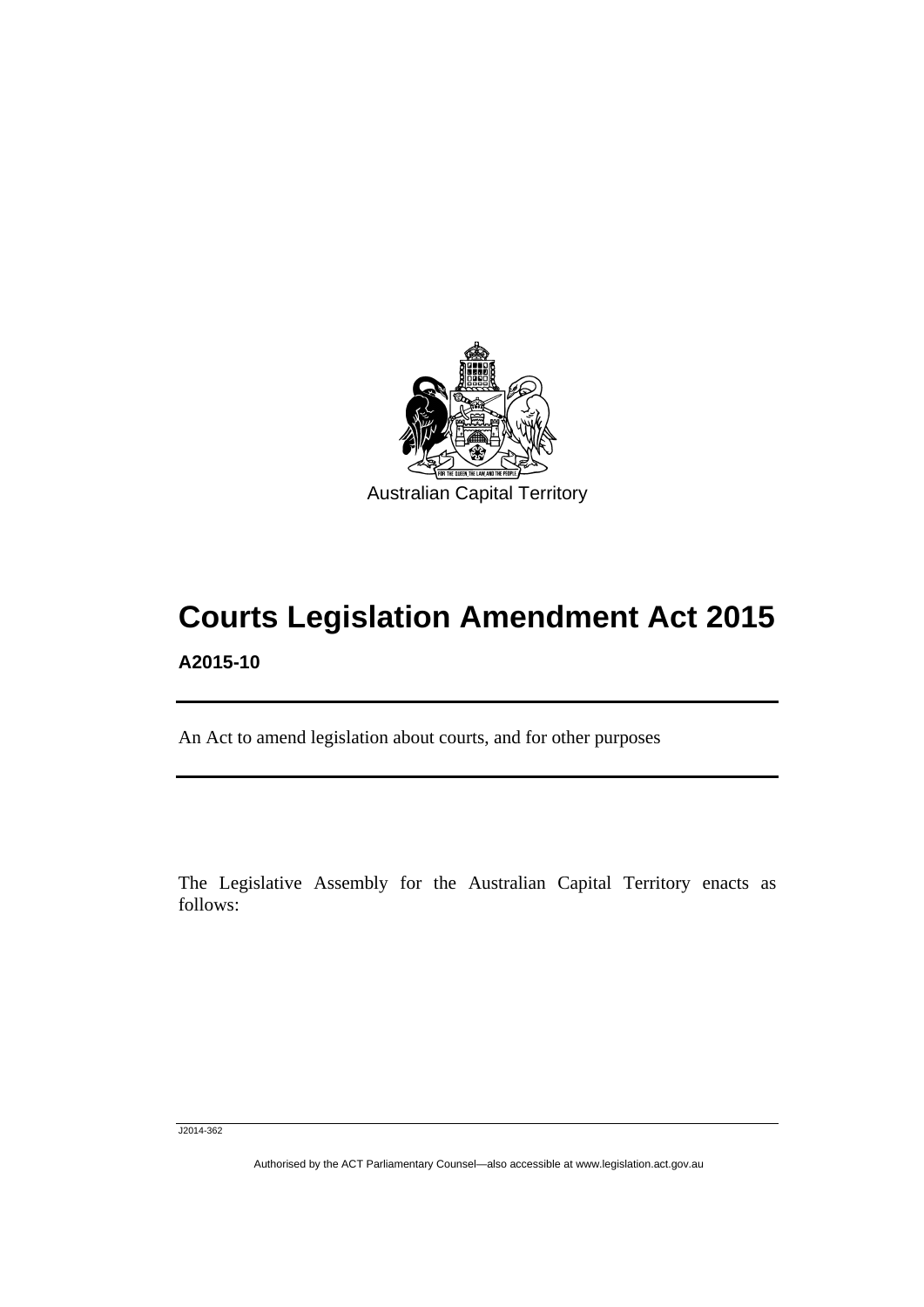Australian Capital Territory

# Courts Legislation Amendment Act 2015

**A2015-10**

An Act to amend legislation about courts, and for other purposes

The Legislative Assembly for the Australian Capital Territory enacts as follows:

J2014-362

Authorised by the ACT Parliamentary Counsel—also accessible at www.legislation.act.gov.au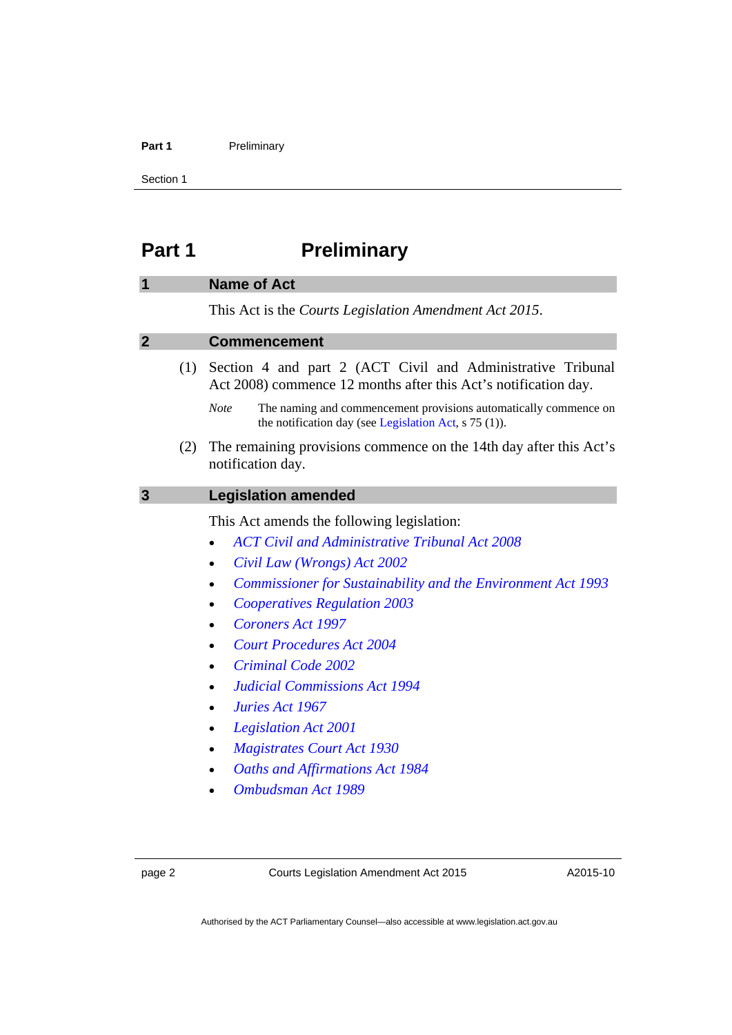# Part 1 Preliminary

## 1 Name of Act

This Act is the *Courts Legislation Amendment Act 2015*.

## 2 Commencement

(1) Section 4 and part 2 (ACT Civil and Administrative Tribunal Act 2008) commence 12 months after this Act's notification day.

*Note* The naming and commencement provisions automatically commence on the notification day (see Legislation Act, s 75 (1)).

(2) The remaining provisions commence on the 14th day after this Act's notification day.

## 3 Legislation amended

This Act amends the following legislation:

- *ACT Civil and Administrative Tribunal Act 2008*
- *Civil Law (Wrongs) Act 2002*
- *Commissioner for Sustainability and the Environment Act 1993*
- *Cooperatives Regulation 2003*
- *Coroners Act 1997*
- *Court Procedures Act 2004*
- *Criminal Code 2002*
- *Judicial Commissions Act 1994*
- *Juries Act 1967*
- *Legislation Act 2001*
- *Magistrates Court Act 1930*
- *Oaths and Affirmations Act 1984*
- *Ombudsman Act 1989*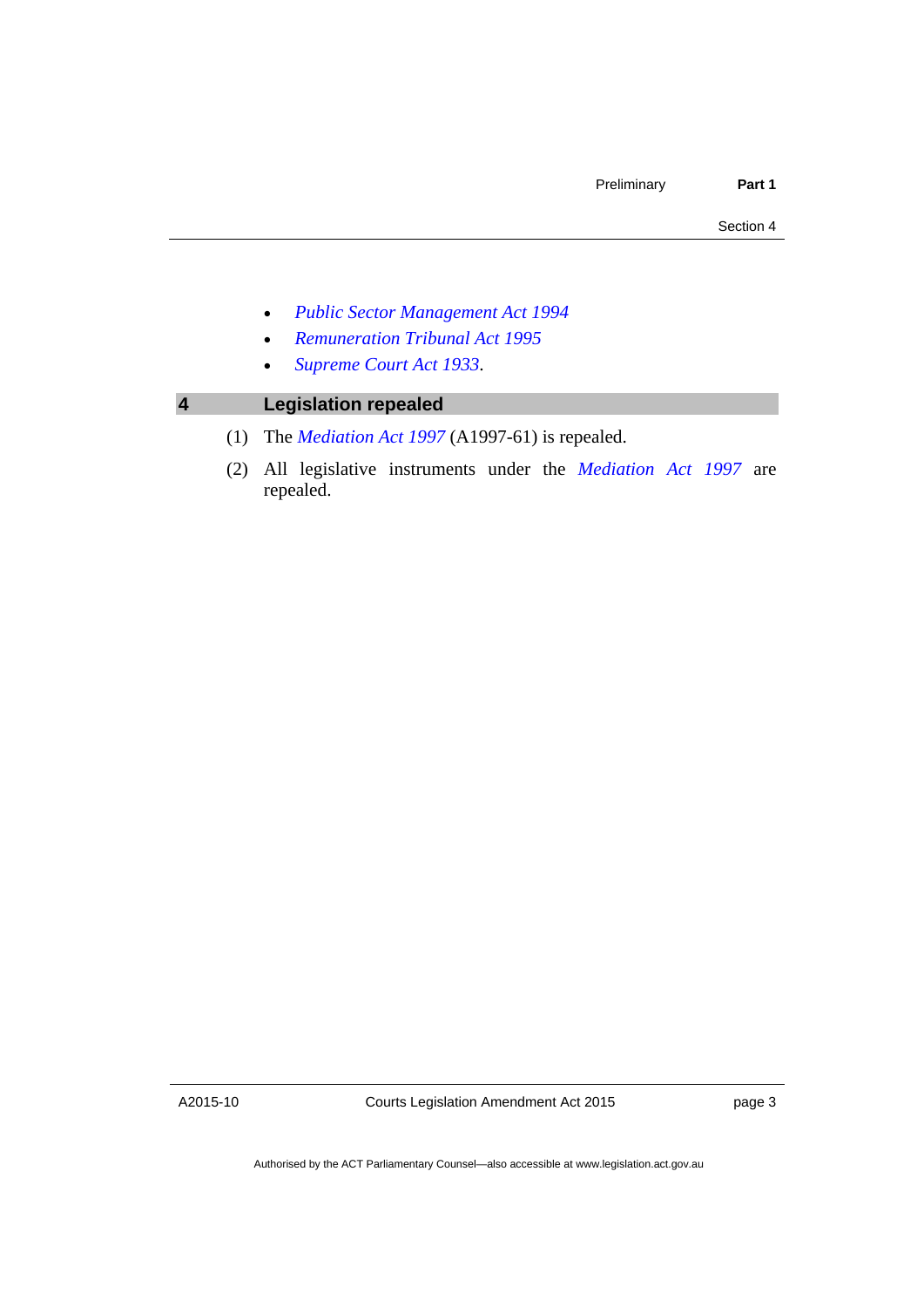- *Public Sector Management Act 1994*
- *Remuneration Tribunal Act 1995*
- *Supreme Court Act 1933*.

## 4 Legislation repealed

(1) The *Mediation Act 1997* (A1997-61) is repealed.

(2) All legislative instruments under the *Mediation Act 1997* are repealed.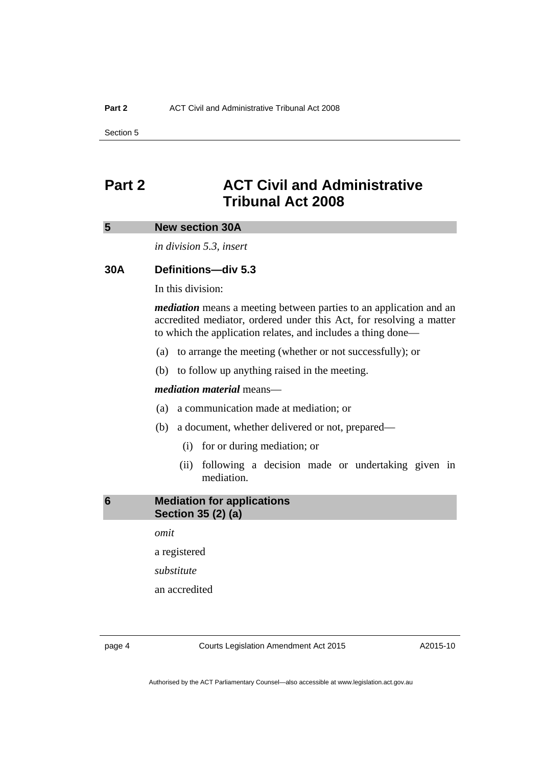# Part 2 ACT Civil and Administrative Tribunal Act 2008

## 5 New section 30A

*in division 5.3, insert*

### 30A Definitions—div 5.3

In this division:

***mediation*** means a meeting between parties to an application and an accredited mediator, ordered under this Act, for resolving a matter to which the application relates, and includes a thing done—

(a) to arrange the meeting (whether or not successfully); or

(b) to follow up anything raised in the meeting.

***mediation material*** means—

(a) a communication made at mediation; or

(b) a document, whether delivered or not, prepared—

(i) for or during mediation; or

(ii) following a decision made or undertaking given in mediation.

## 6 Mediation for applications Section 35 (2) (a)

*omit*

a registered

*substitute*

an accredited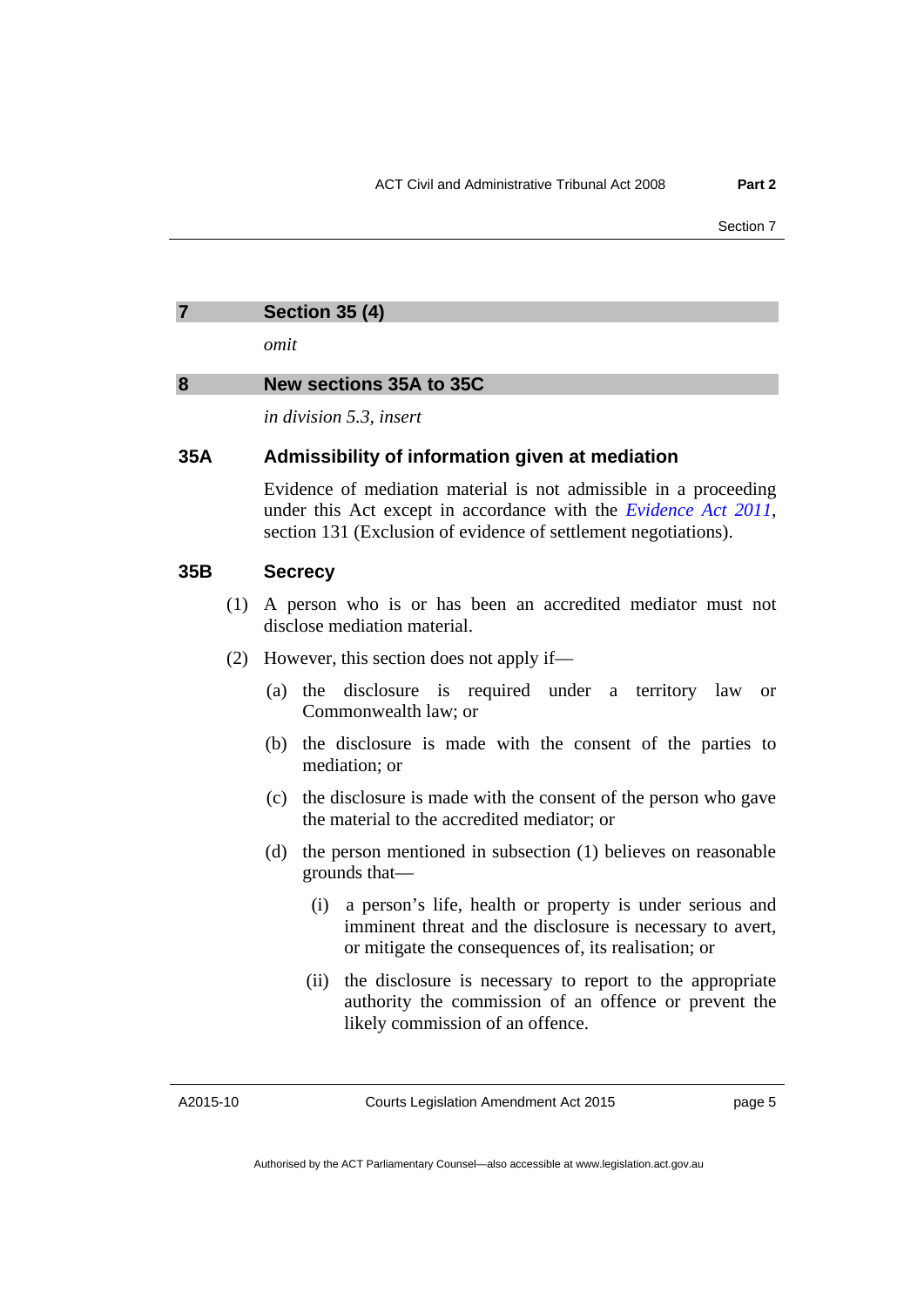## 7 Section 35 (4)

*omit*

## 8 New sections 35A to 35C

*in division 5.3, insert*

### 35A Admissibility of information given at mediation

Evidence of mediation material is not admissible in a proceeding under this Act except in accordance with the *Evidence Act 2011*, section 131 (Exclusion of evidence of settlement negotiations).

### 35B Secrecy

(1) A person who is or has been an accredited mediator must not disclose mediation material.

(2) However, this section does not apply if—

(a) the disclosure is required under a territory law or Commonwealth law; or

(b) the disclosure is made with the consent of the parties to mediation; or

(c) the disclosure is made with the consent of the person who gave the material to the accredited mediator; or

(d) the person mentioned in subsection (1) believes on reasonable grounds that—

(i) a person's life, health or property is under serious and imminent threat and the disclosure is necessary to avert, or mitigate the consequences of, its realisation; or

(ii) the disclosure is necessary to report to the appropriate authority the commission of an offence or prevent the likely commission of an offence.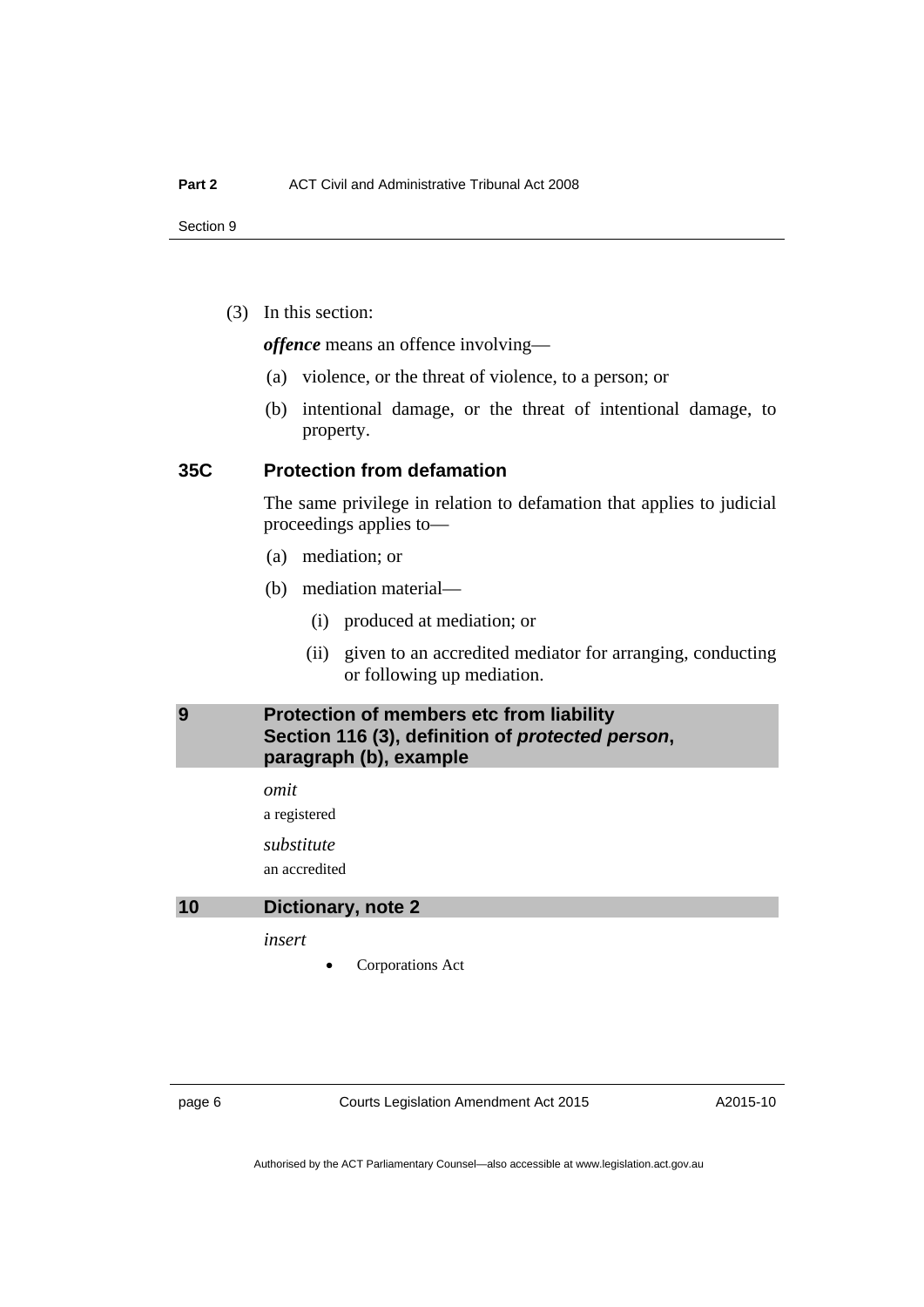(3) In this section:

***offence*** means an offence involving—

(a) violence, or the threat of violence, to a person; or

(b) intentional damage, or the threat of intentional damage, to property.

### 35C Protection from defamation

The same privilege in relation to defamation that applies to judicial proceedings applies to—

(a) mediation; or

(b) mediation material—

(i) produced at mediation; or

(ii) given to an accredited mediator for arranging, conducting or following up mediation.

## 9 Protection of members etc from liability Section 116 (3), definition of ***protected person***, paragraph (b), example

*omit*

a registered

*substitute*

an accredited

## 10 Dictionary, note 2

*insert*

- Corporations Act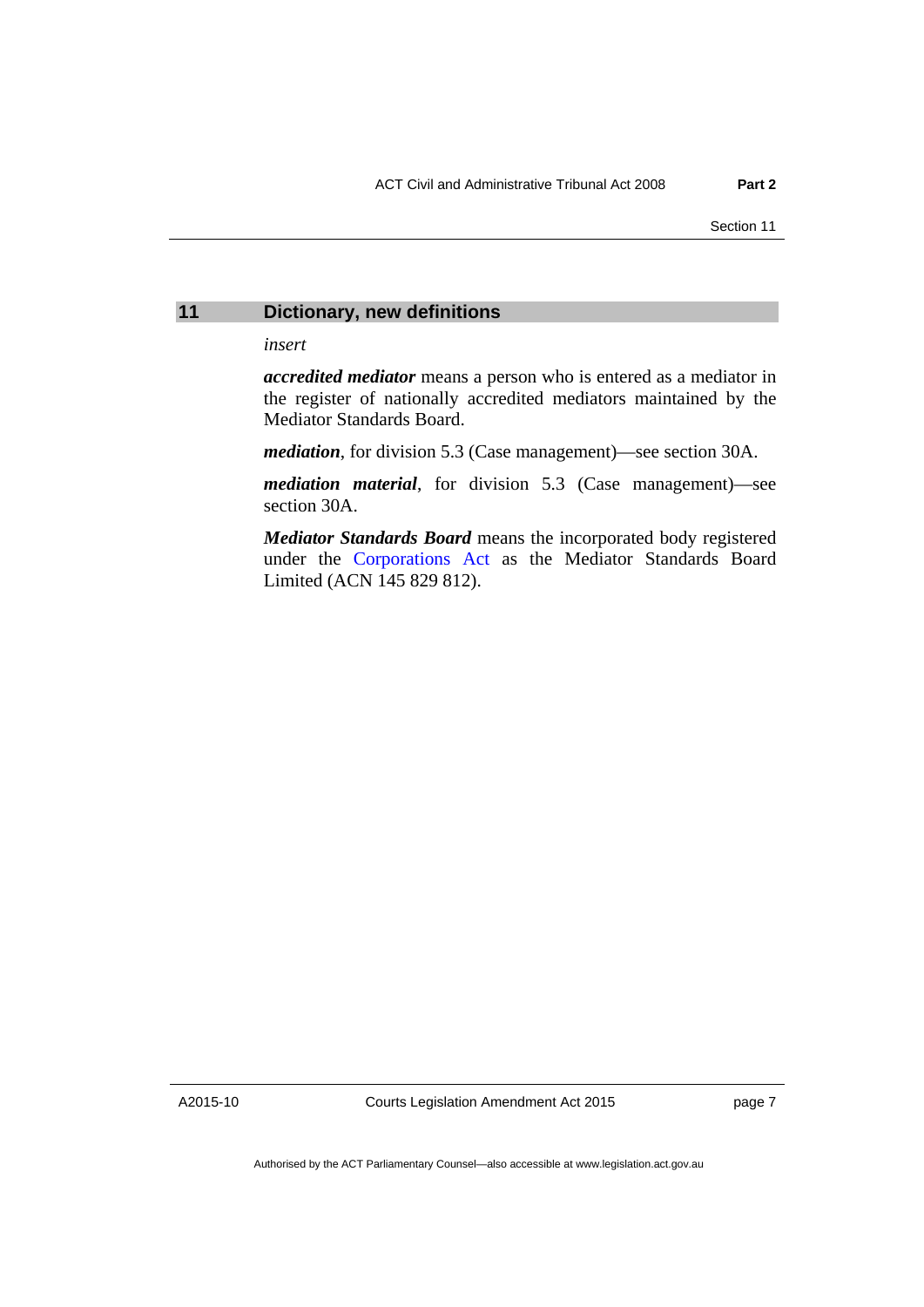## 11 Dictionary, new definitions

*insert*

***accredited mediator*** means a person who is entered as a mediator in the register of nationally accredited mediators maintained by the Mediator Standards Board.

***mediation***, for division 5.3 (Case management)—see section 30A.

***mediation material***, for division 5.3 (Case management)—see section 30A.

***Mediator Standards Board*** means the incorporated body registered under the Corporations Act as the Mediator Standards Board Limited (ACN 145 829 812).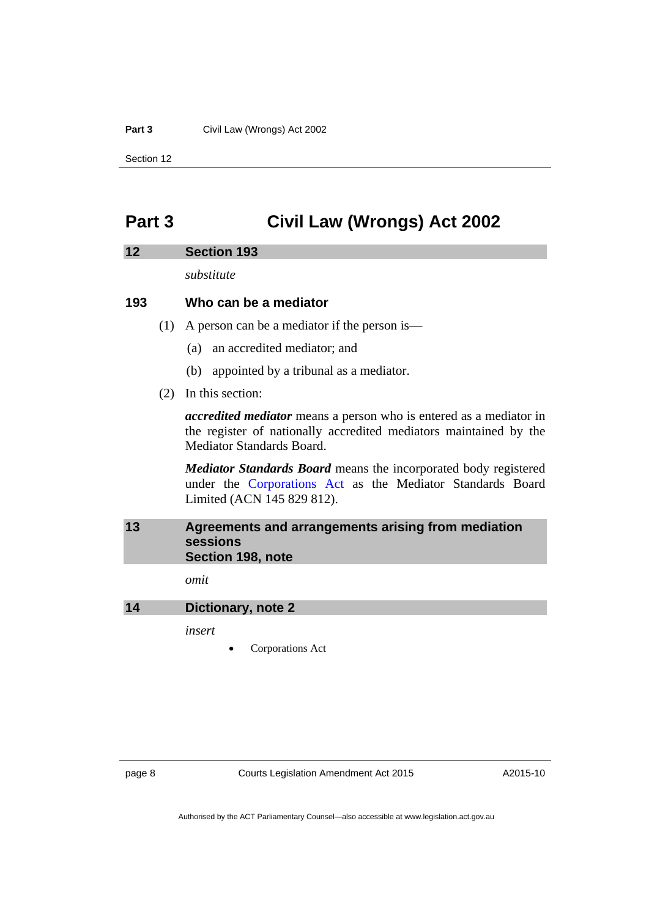# Part 3 Civil Law (Wrongs) Act 2002

## 12 Section 193

*substitute*

### 193 Who can be a mediator

(1) A person can be a mediator if the person is—

(a) an accredited mediator; and

(b) appointed by a tribunal as a mediator.

(2) In this section:

***accredited mediator*** means a person who is entered as a mediator in the register of nationally accredited mediators maintained by the Mediator Standards Board.

***Mediator Standards Board*** means the incorporated body registered under the Corporations Act as the Mediator Standards Board Limited (ACN 145 829 812).

## 13 Agreements and arrangements arising from mediation sessions Section 198, note

*omit*

## 14 Dictionary, note 2

*insert*

- Corporations Act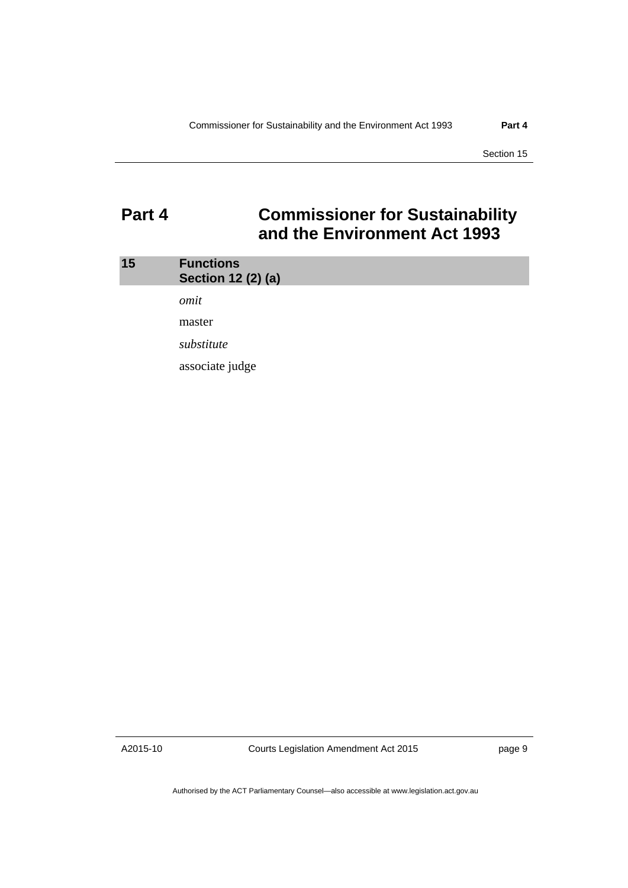# Part 4 Commissioner for Sustainability and the Environment Act 1993

## 15 Functions
## Section 12 (2) (a)

*omit*

master

*substitute*

associate judge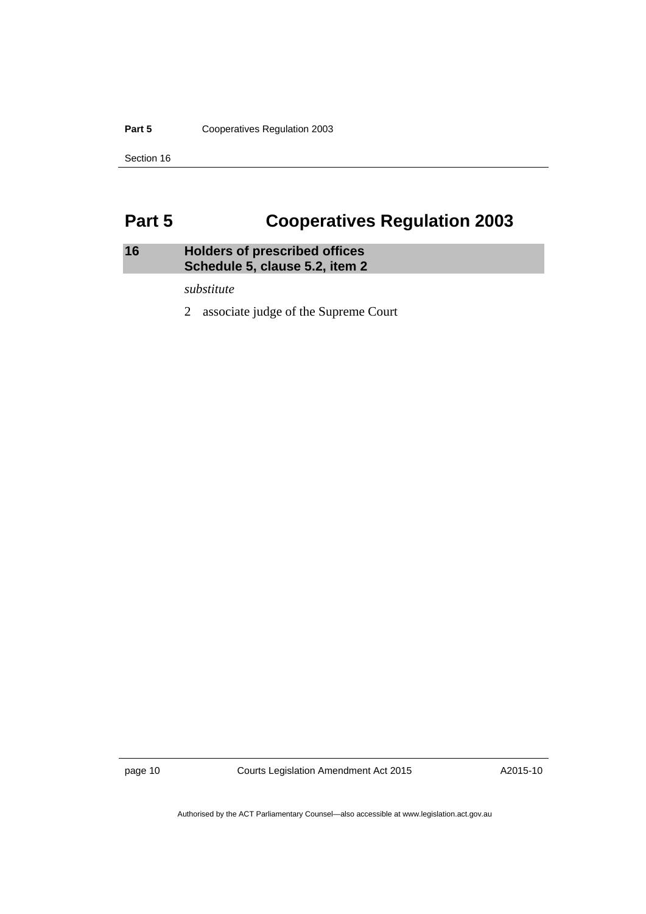# Part 5 Cooperatives Regulation 2003

## 16 Holders of prescribed offices
## Schedule 5, clause 5.2, item 2

*substitute*

2 associate judge of the Supreme Court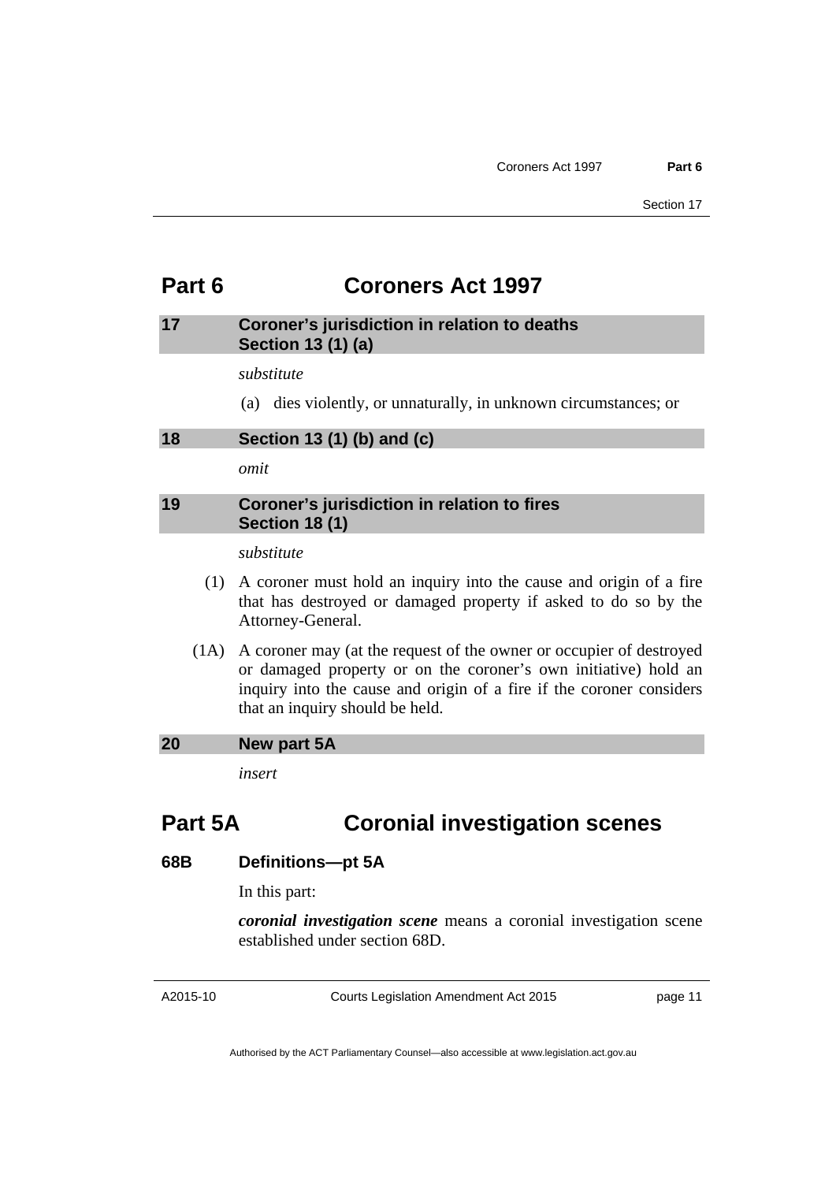# Part 6 Coroners Act 1997

### 17 Coroner's jurisdiction in relation to deaths Section 13 (1) (a)

*substitute*

(a) dies violently, or unnaturally, in unknown circumstances; or

### 18 Section 13 (1) (b) and (c)

*omit*

### 19 Coroner's jurisdiction in relation to fires Section 18 (1)

*substitute*

(1) A coroner must hold an inquiry into the cause and origin of a fire that has destroyed or damaged property if asked to do so by the Attorney-General.

(1A) A coroner may (at the request of the owner or occupier of destroyed or damaged property or on the coroner's own initiative) hold an inquiry into the cause and origin of a fire if the coroner considers that an inquiry should be held.

### 20 New part 5A

*insert*

# Part 5A Coronial investigation scenes

### 68B Definitions—pt 5A

In this part:

***coronial investigation scene*** means a coronial investigation scene established under section 68D.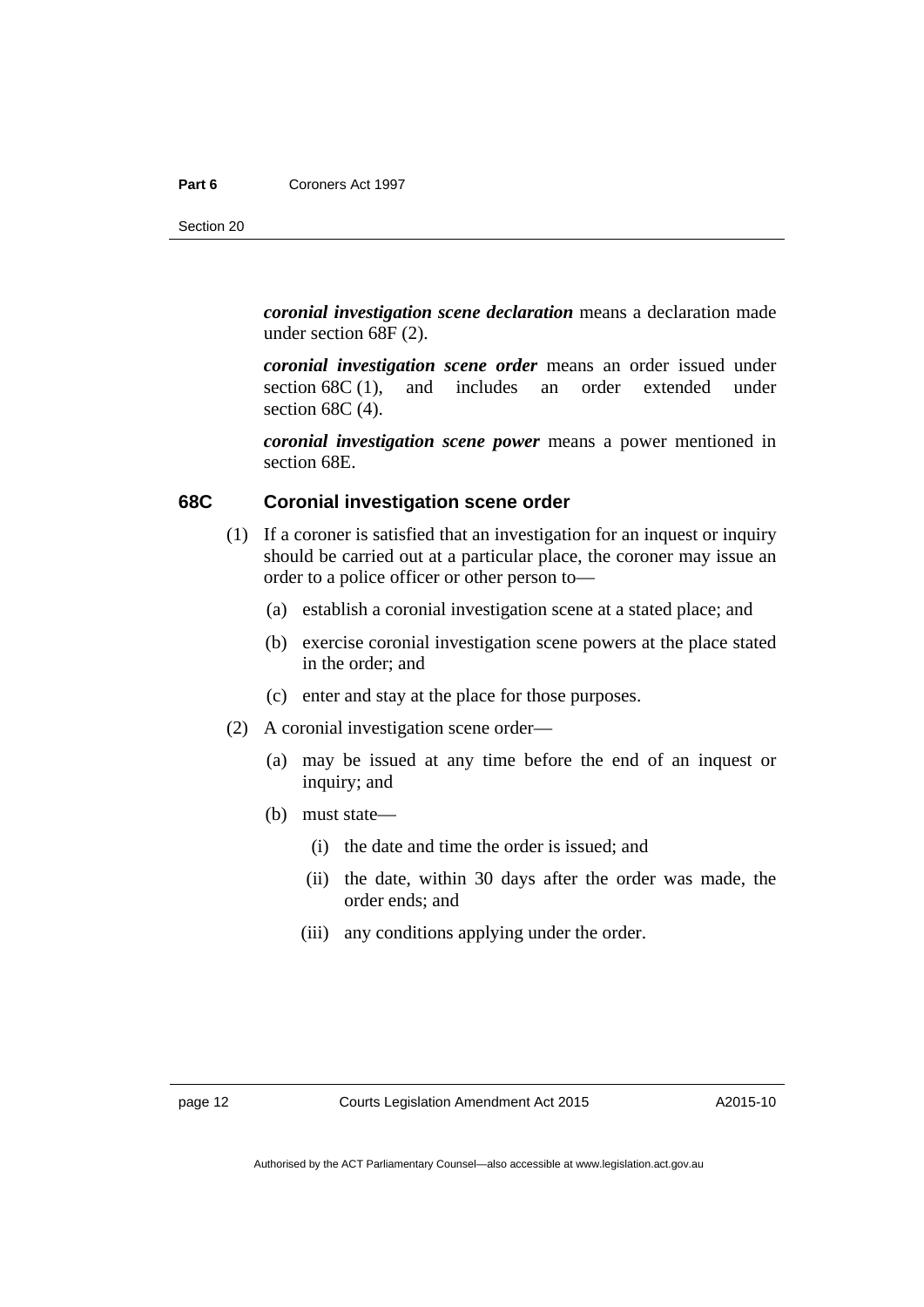***coronial investigation scene declaration*** means a declaration made under section 68F (2).

***coronial investigation scene order*** means an order issued under section 68C (1), and includes an order extended under section 68C (4).

***coronial investigation scene power*** means a power mentioned in section 68E.

### 68C Coronial investigation scene order

(1) If a coroner is satisfied that an investigation for an inquest or inquiry should be carried out at a particular place, the coroner may issue an order to a police officer or other person to—

- (a) establish a coronial investigation scene at a stated place; and
- (b) exercise coronial investigation scene powers at the place stated in the order; and
- (c) enter and stay at the place for those purposes.

(2) A coronial investigation scene order—

- (a) may be issued at any time before the end of an inquest or inquiry; and
- (b) must state—
  - (i) the date and time the order is issued; and
  - (ii) the date, within 30 days after the order was made, the order ends; and
  - (iii) any conditions applying under the order.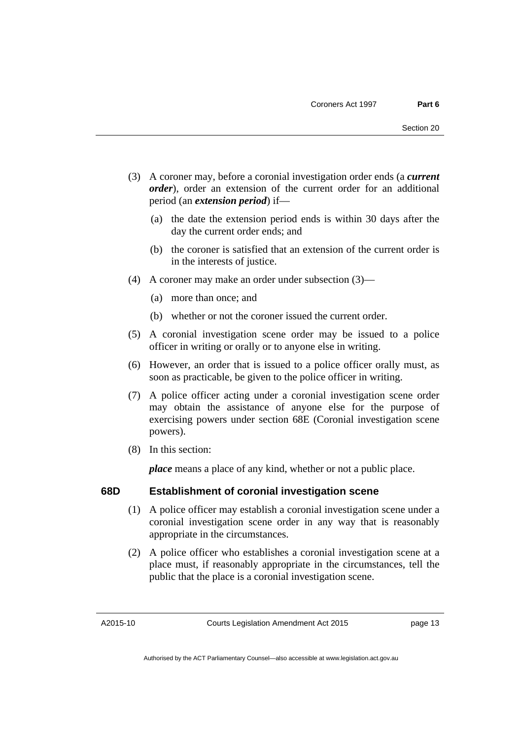(3) A coroner may, before a coronial investigation order ends (a ***current order***), order an extension of the current order for an additional period (an ***extension period***) if—

   (a) the date the extension period ends is within 30 days after the day the current order ends; and

   (b) the coroner is satisfied that an extension of the current order is in the interests of justice.

(4) A coroner may make an order under subsection (3)—

   (a) more than once; and

   (b) whether or not the coroner issued the current order.

(5) A coronial investigation scene order may be issued to a police officer in writing or orally or to anyone else in writing.

(6) However, an order that is issued to a police officer orally must, as soon as practicable, be given to the police officer in writing.

(7) A police officer acting under a coronial investigation scene order may obtain the assistance of anyone else for the purpose of exercising powers under section 68E (Coronial investigation scene powers).

(8) In this section:

***place*** means a place of any kind, whether or not a public place.

### 68D Establishment of coronial investigation scene

(1) A police officer may establish a coronial investigation scene under a coronial investigation scene order in any way that is reasonably appropriate in the circumstances.

(2) A police officer who establishes a coronial investigation scene at a place must, if reasonably appropriate in the circumstances, tell the public that the place is a coronial investigation scene.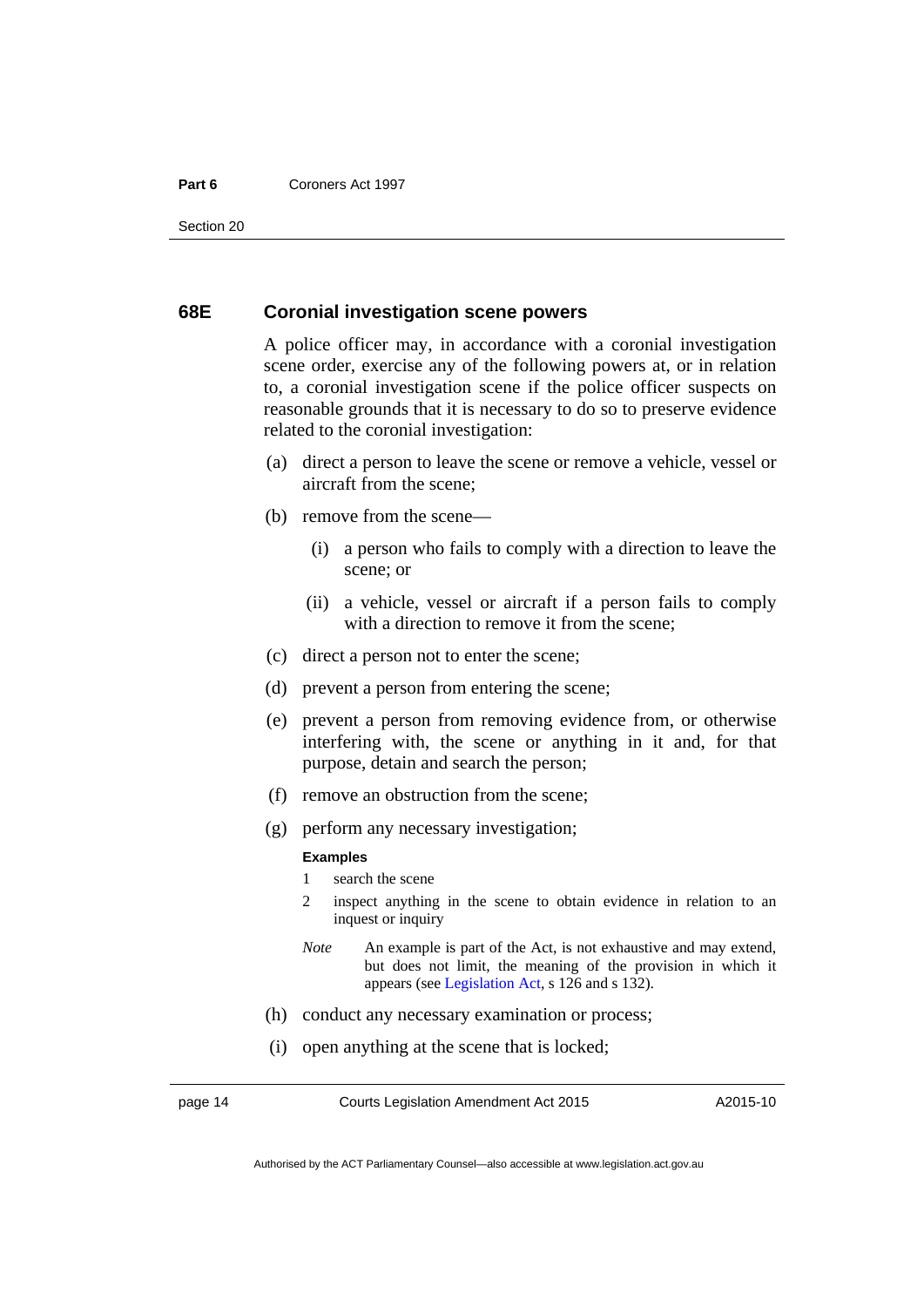### 68E Coronial investigation scene powers

A police officer may, in accordance with a coronial investigation scene order, exercise any of the following powers at, or in relation to, a coronial investigation scene if the police officer suspects on reasonable grounds that it is necessary to do so to preserve evidence related to the coronial investigation:

(a) direct a person to leave the scene or remove a vehicle, vessel or aircraft from the scene;

(b) remove from the scene—

  (i) a person who fails to comply with a direction to leave the scene; or

  (ii) a vehicle, vessel or aircraft if a person fails to comply with a direction to remove it from the scene;

(c) direct a person not to enter the scene;

(d) prevent a person from entering the scene;

(e) prevent a person from removing evidence from, or otherwise interfering with, the scene or anything in it and, for that purpose, detain and search the person;

(f) remove an obstruction from the scene;

(g) perform any necessary investigation;

**Examples**

1 search the scene

2 inspect anything in the scene to obtain evidence in relation to an inquest or inquiry

*Note* An example is part of the Act, is not exhaustive and may extend, but does not limit, the meaning of the provision in which it appears (see Legislation Act, s 126 and s 132).

(h) conduct any necessary examination or process;

(i) open anything at the scene that is locked;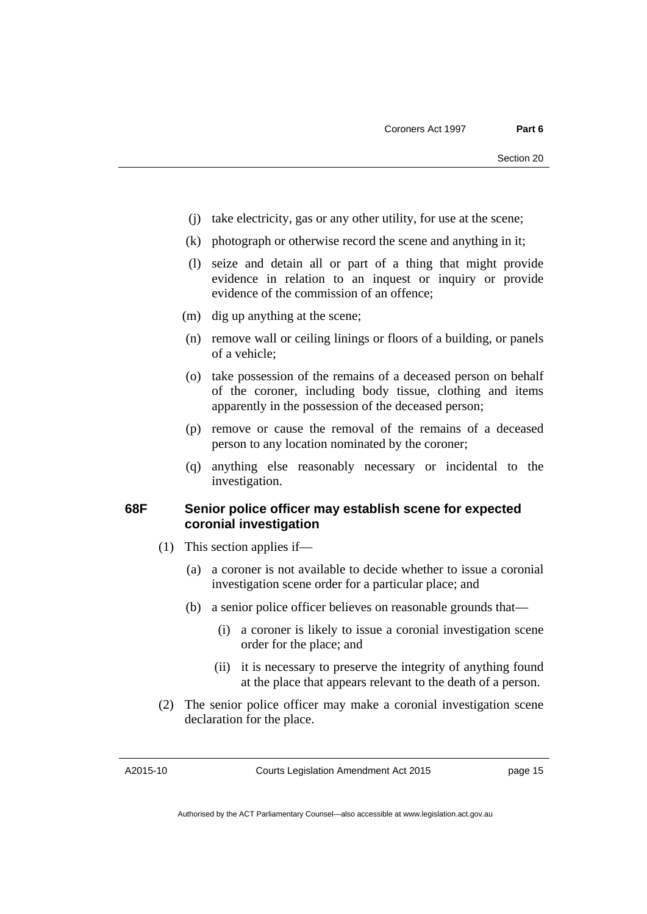(j) take electricity, gas or any other utility, for use at the scene;

(k) photograph or otherwise record the scene and anything in it;

(l) seize and detain all or part of a thing that might provide evidence in relation to an inquest or inquiry or provide evidence of the commission of an offence;

(m) dig up anything at the scene;

(n) remove wall or ceiling linings or floors of a building, or panels of a vehicle;

(o) take possession of the remains of a deceased person on behalf of the coroner, including body tissue, clothing and items apparently in the possession of the deceased person;

(p) remove or cause the removal of the remains of a deceased person to any location nominated by the coroner;

(q) anything else reasonably necessary or incidental to the investigation.

### 68F Senior police officer may establish scene for expected coronial investigation

(1) This section applies if—

(a) a coroner is not available to decide whether to issue a coronial investigation scene order for a particular place; and

(b) a senior police officer believes on reasonable grounds that—

(i) a coroner is likely to issue a coronial investigation scene order for the place; and

(ii) it is necessary to preserve the integrity of anything found at the place that appears relevant to the death of a person.

(2) The senior police officer may make a coronial investigation scene declaration for the place.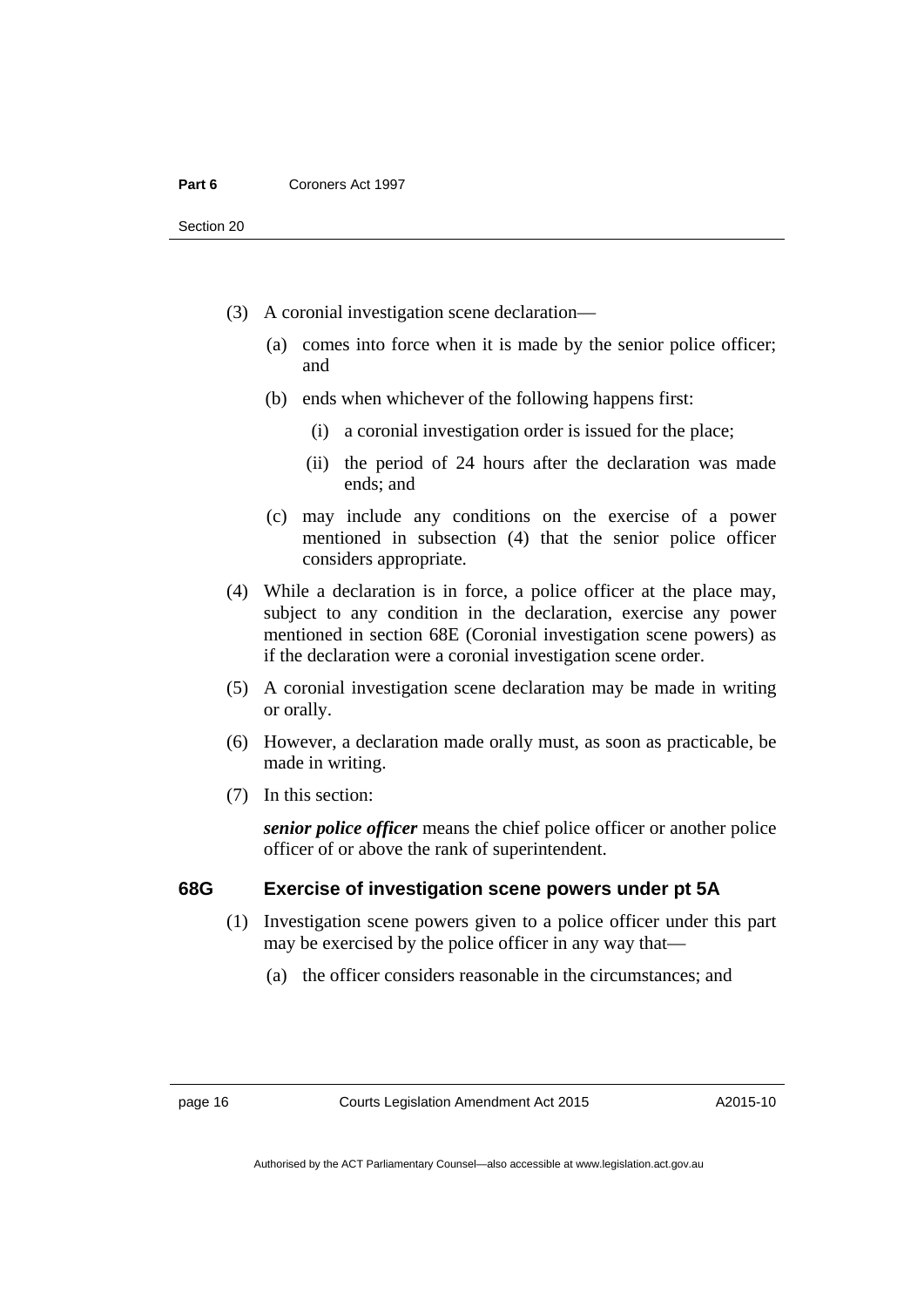(3) A coronial investigation scene declaration—

   (a) comes into force when it is made by the senior police officer; and

   (b) ends when whichever of the following happens first:

      (i) a coronial investigation order is issued for the place;

      (ii) the period of 24 hours after the declaration was made ends; and

   (c) may include any conditions on the exercise of a power mentioned in subsection (4) that the senior police officer considers appropriate.

(4) While a declaration is in force, a police officer at the place may, subject to any condition in the declaration, exercise any power mentioned in section 68E (Coronial investigation scene powers) as if the declaration were a coronial investigation scene order.

(5) A coronial investigation scene declaration may be made in writing or orally.

(6) However, a declaration made orally must, as soon as practicable, be made in writing.

(7) In this section:

***senior police officer*** means the chief police officer or another police officer of or above the rank of superintendent.

### 68G Exercise of investigation scene powers under pt 5A

(1) Investigation scene powers given to a police officer under this part may be exercised by the police officer in any way that—

   (a) the officer considers reasonable in the circumstances; and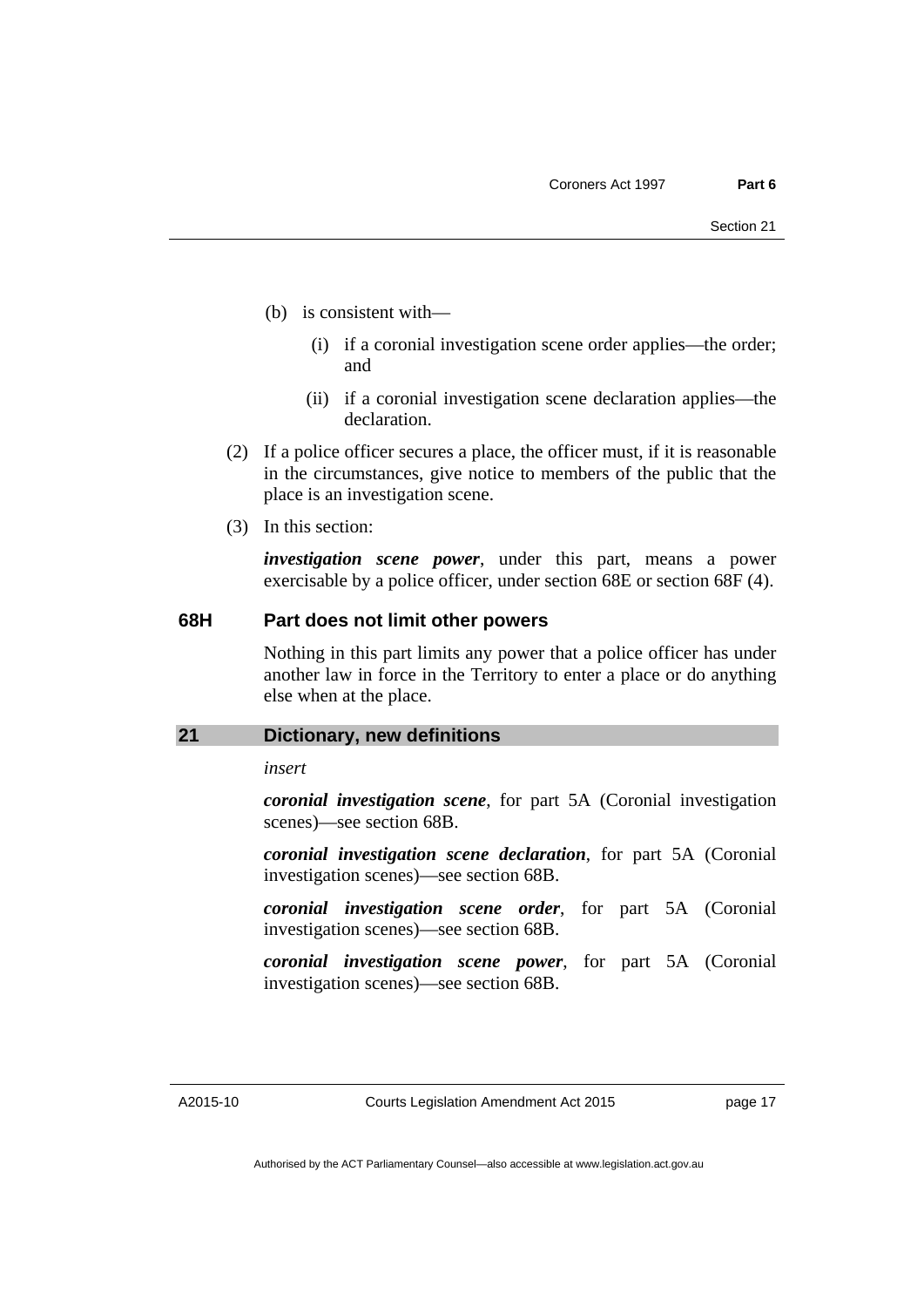(b) is consistent with—

(i) if a coronial investigation scene order applies—the order; and

(ii) if a coronial investigation scene declaration applies—the declaration.

(2) If a police officer secures a place, the officer must, if it is reasonable in the circumstances, give notice to members of the public that the place is an investigation scene.

(3) In this section:

***investigation scene power***, under this part, means a power exercisable by a police officer, under section 68E or section 68F (4).

### 68H Part does not limit other powers

Nothing in this part limits any power that a police officer has under another law in force in the Territory to enter a place or do anything else when at the place.

## 21 Dictionary, new definitions

*insert*

***coronial investigation scene***, for part 5A (Coronial investigation scenes)—see section 68B.

***coronial investigation scene declaration***, for part 5A (Coronial investigation scenes)—see section 68B.

***coronial investigation scene order***, for part 5A (Coronial investigation scenes)—see section 68B.

***coronial investigation scene power***, for part 5A (Coronial investigation scenes)—see section 68B.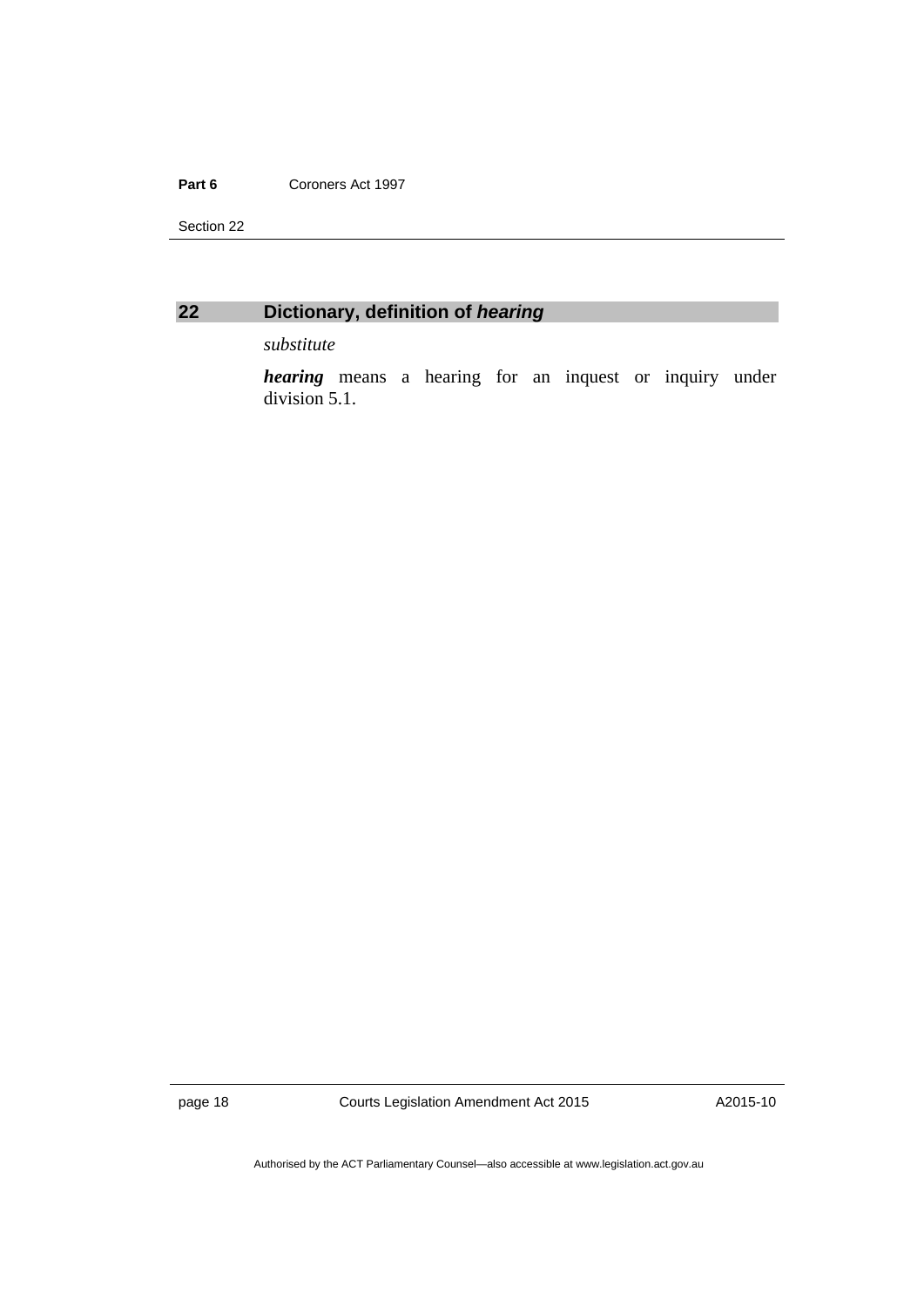## 22 Dictionary, definition of ***hearing***

*substitute*

***hearing*** means a hearing for an inquest or inquiry under division 5.1.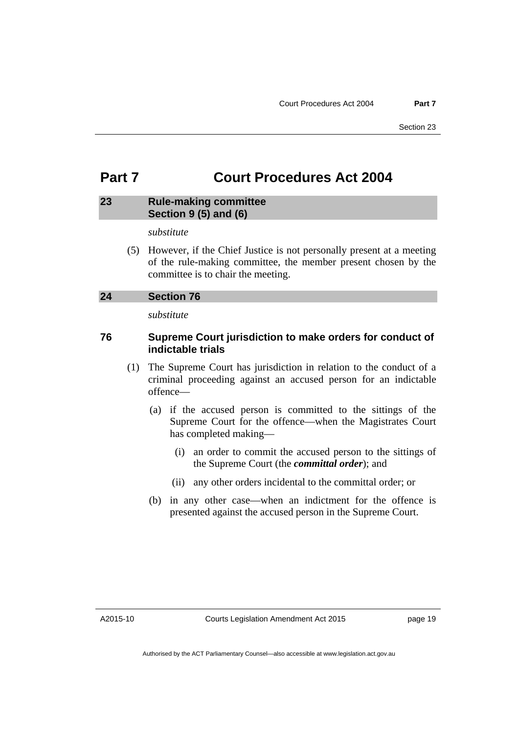# Part 7 Court Procedures Act 2004

## 23 Rule-making committee Section 9 (5) and (6)

*substitute*

(5) However, if the Chief Justice is not personally present at a meeting of the rule-making committee, the member present chosen by the committee is to chair the meeting.

## 24 Section 76

*substitute*

### 76 Supreme Court jurisdiction to make orders for conduct of indictable trials

(1) The Supreme Court has jurisdiction in relation to the conduct of a criminal proceeding against an accused person for an indictable offence—

(a) if the accused person is committed to the sittings of the Supreme Court for the offence—when the Magistrates Court has completed making—

(i) an order to commit the accused person to the sittings of the Supreme Court (the ***committal order***); and

(ii) any other orders incidental to the committal order; or

(b) in any other case—when an indictment for the offence is presented against the accused person in the Supreme Court.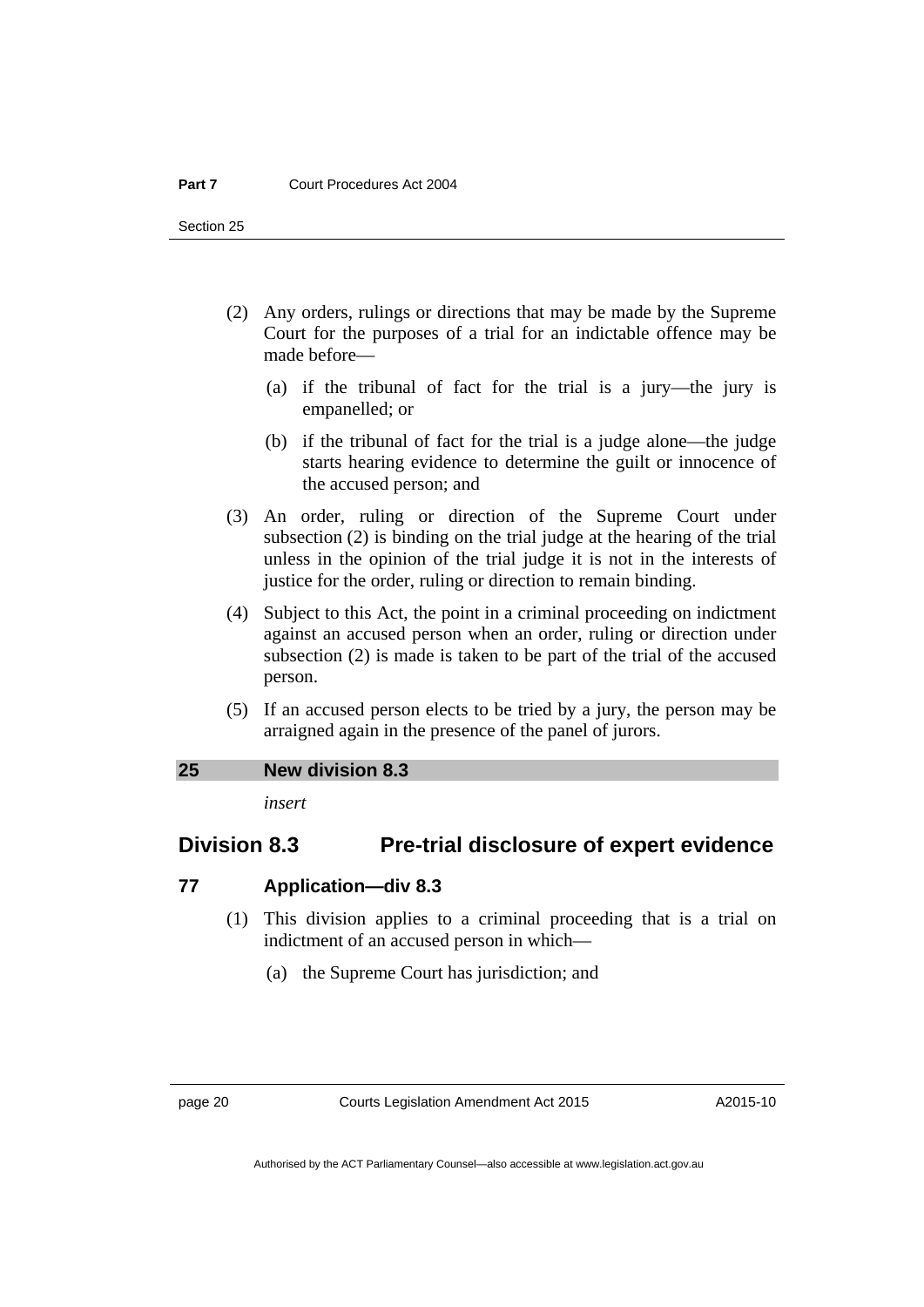(2) Any orders, rulings or directions that may be made by the Supreme Court for the purposes of a trial for an indictable offence may be made before—

(a) if the tribunal of fact for the trial is a jury—the jury is empanelled; or

(b) if the tribunal of fact for the trial is a judge alone—the judge starts hearing evidence to determine the guilt or innocence of the accused person; and

(3) An order, ruling or direction of the Supreme Court under subsection (2) is binding on the trial judge at the hearing of the trial unless in the opinion of the trial judge it is not in the interests of justice for the order, ruling or direction to remain binding.

(4) Subject to this Act, the point in a criminal proceeding on indictment against an accused person when an order, ruling or direction under subsection (2) is made is taken to be part of the trial of the accused person.

(5) If an accused person elects to be tried by a jury, the person may be arraigned again in the presence of the panel of jurors.

### 25 New division 8.3

*insert*

## Division 8.3 Pre-trial disclosure of expert evidence

### 77 Application—div 8.3

(1) This division applies to a criminal proceeding that is a trial on indictment of an accused person in which—

(a) the Supreme Court has jurisdiction; and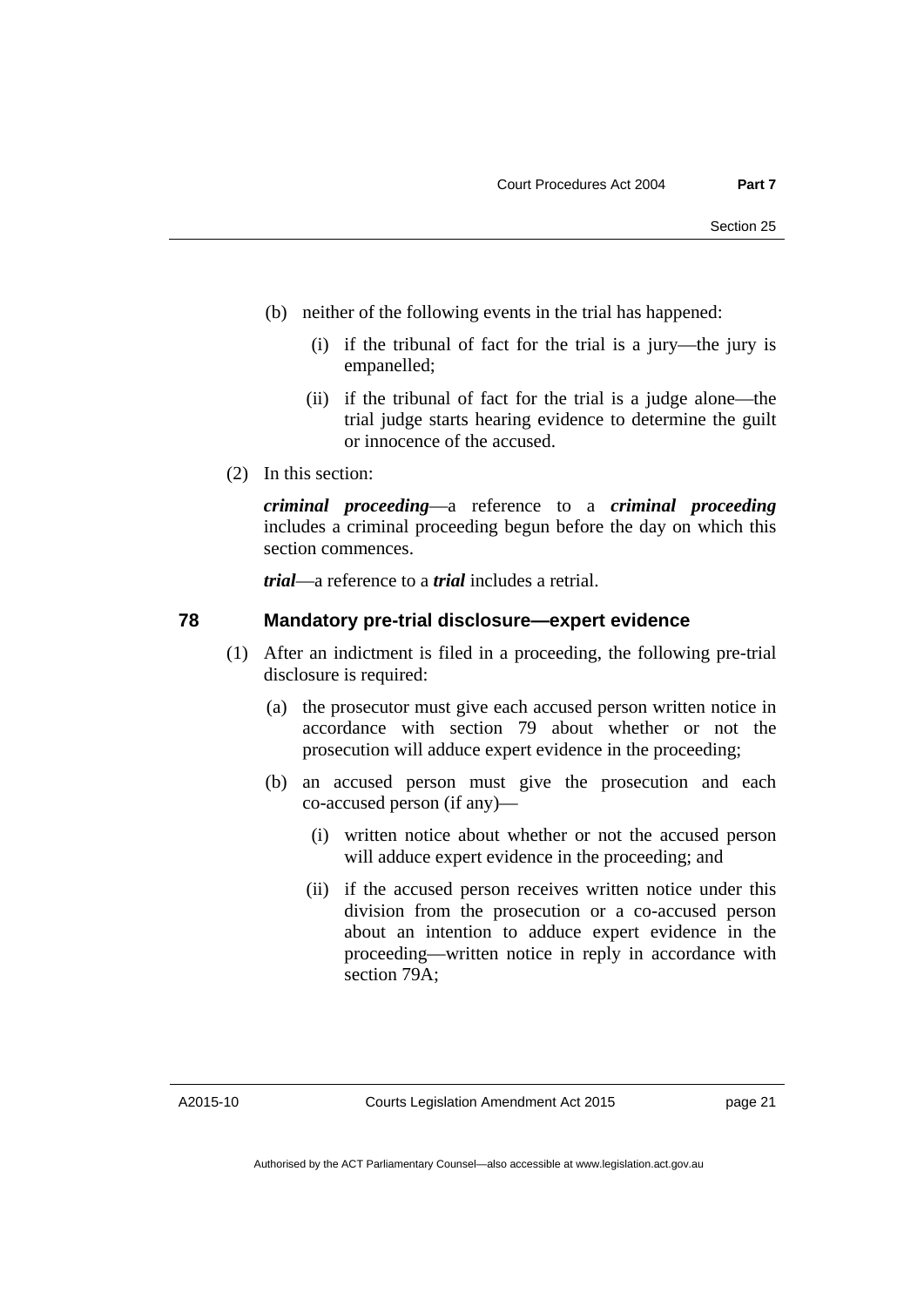(b) neither of the following events in the trial has happened:

(i) if the tribunal of fact for the trial is a jury—the jury is empanelled;

(ii) if the tribunal of fact for the trial is a judge alone—the trial judge starts hearing evidence to determine the guilt or innocence of the accused.

(2) In this section:

***criminal proceeding***—a reference to a ***criminal proceeding*** includes a criminal proceeding begun before the day on which this section commences.

***trial***—a reference to a ***trial*** includes a retrial.

### 78 Mandatory pre-trial disclosure—expert evidence

(1) After an indictment is filed in a proceeding, the following pre-trial disclosure is required:

(a) the prosecutor must give each accused person written notice in accordance with section 79 about whether or not the prosecution will adduce expert evidence in the proceeding;

(b) an accused person must give the prosecution and each co-accused person (if any)—

(i) written notice about whether or not the accused person will adduce expert evidence in the proceeding; and

(ii) if the accused person receives written notice under this division from the prosecution or a co-accused person about an intention to adduce expert evidence in the proceeding—written notice in reply in accordance with section 79A;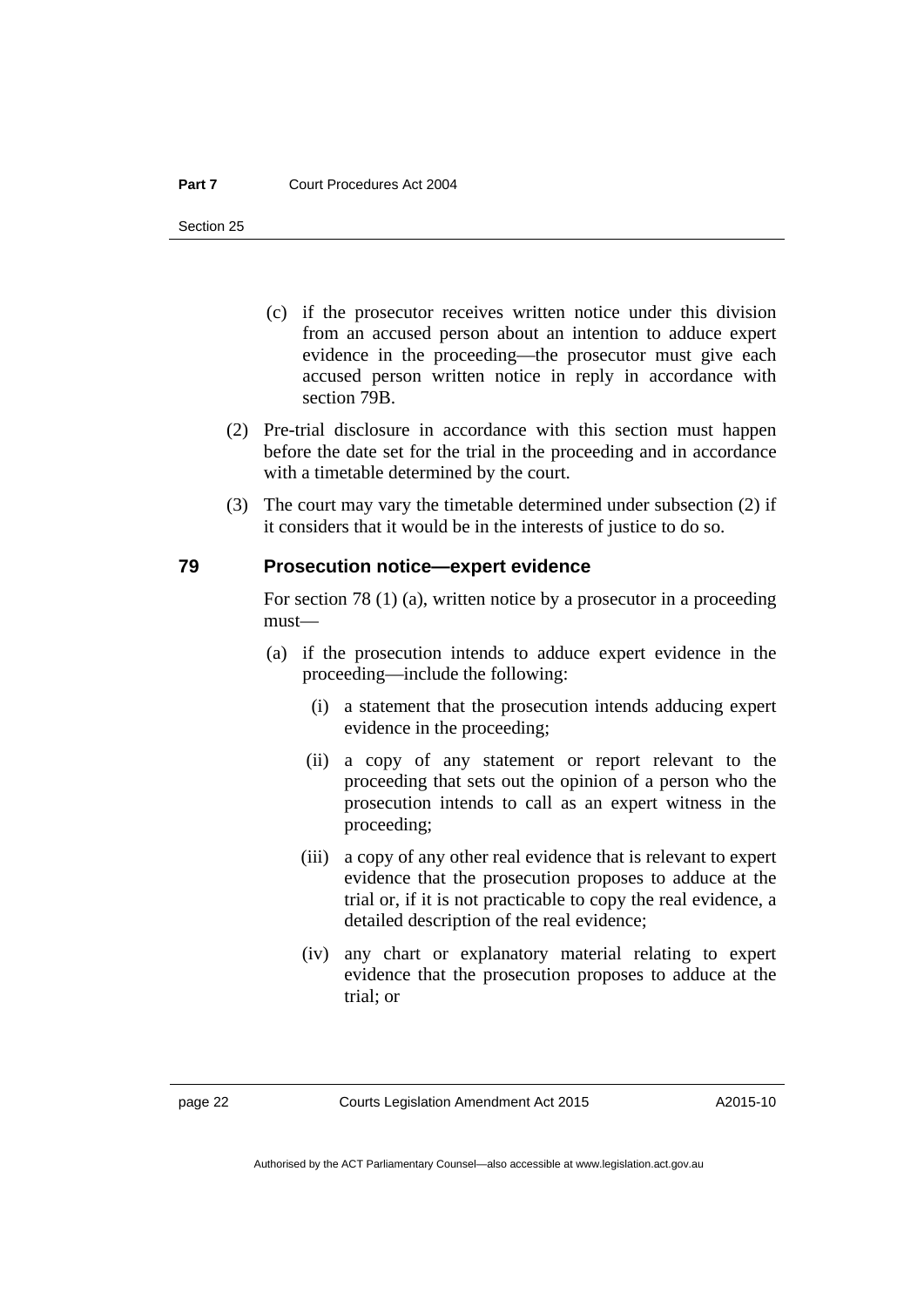(c) if the prosecutor receives written notice under this division from an accused person about an intention to adduce expert evidence in the proceeding—the prosecutor must give each accused person written notice in reply in accordance with section 79B.

(2) Pre-trial disclosure in accordance with this section must happen before the date set for the trial in the proceeding and in accordance with a timetable determined by the court.

(3) The court may vary the timetable determined under subsection (2) if it considers that it would be in the interests of justice to do so.

### 79 Prosecution notice—expert evidence

For section 78 (1) (a), written notice by a prosecutor in a proceeding must—

(a) if the prosecution intends to adduce expert evidence in the proceeding—include the following:

(i) a statement that the prosecution intends adducing expert evidence in the proceeding;

(ii) a copy of any statement or report relevant to the proceeding that sets out the opinion of a person who the prosecution intends to call as an expert witness in the proceeding;

(iii) a copy of any other real evidence that is relevant to expert evidence that the prosecution proposes to adduce at the trial or, if it is not practicable to copy the real evidence, a detailed description of the real evidence;

(iv) any chart or explanatory material relating to expert evidence that the prosecution proposes to adduce at the trial; or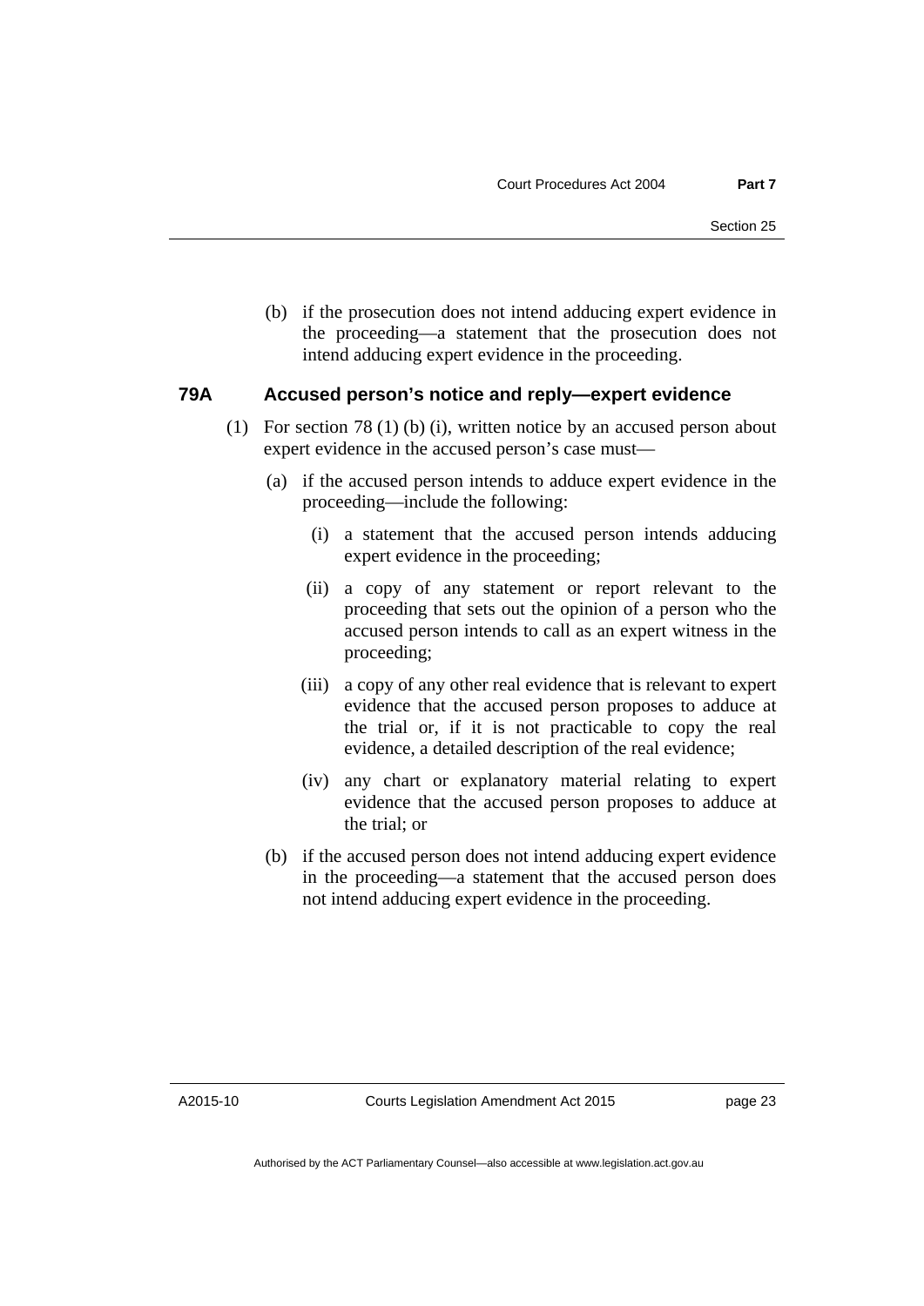(b) if the prosecution does not intend adducing expert evidence in the proceeding—a statement that the prosecution does not intend adducing expert evidence in the proceeding.

### 79A Accused person's notice and reply—expert evidence

(1) For section 78 (1) (b) (i), written notice by an accused person about expert evidence in the accused person's case must—

(a) if the accused person intends to adduce expert evidence in the proceeding—include the following:

(i) a statement that the accused person intends adducing expert evidence in the proceeding;

(ii) a copy of any statement or report relevant to the proceeding that sets out the opinion of a person who the accused person intends to call as an expert witness in the proceeding;

(iii) a copy of any other real evidence that is relevant to expert evidence that the accused person proposes to adduce at the trial or, if it is not practicable to copy the real evidence, a detailed description of the real evidence;

(iv) any chart or explanatory material relating to expert evidence that the accused person proposes to adduce at the trial; or

(b) if the accused person does not intend adducing expert evidence in the proceeding—a statement that the accused person does not intend adducing expert evidence in the proceeding.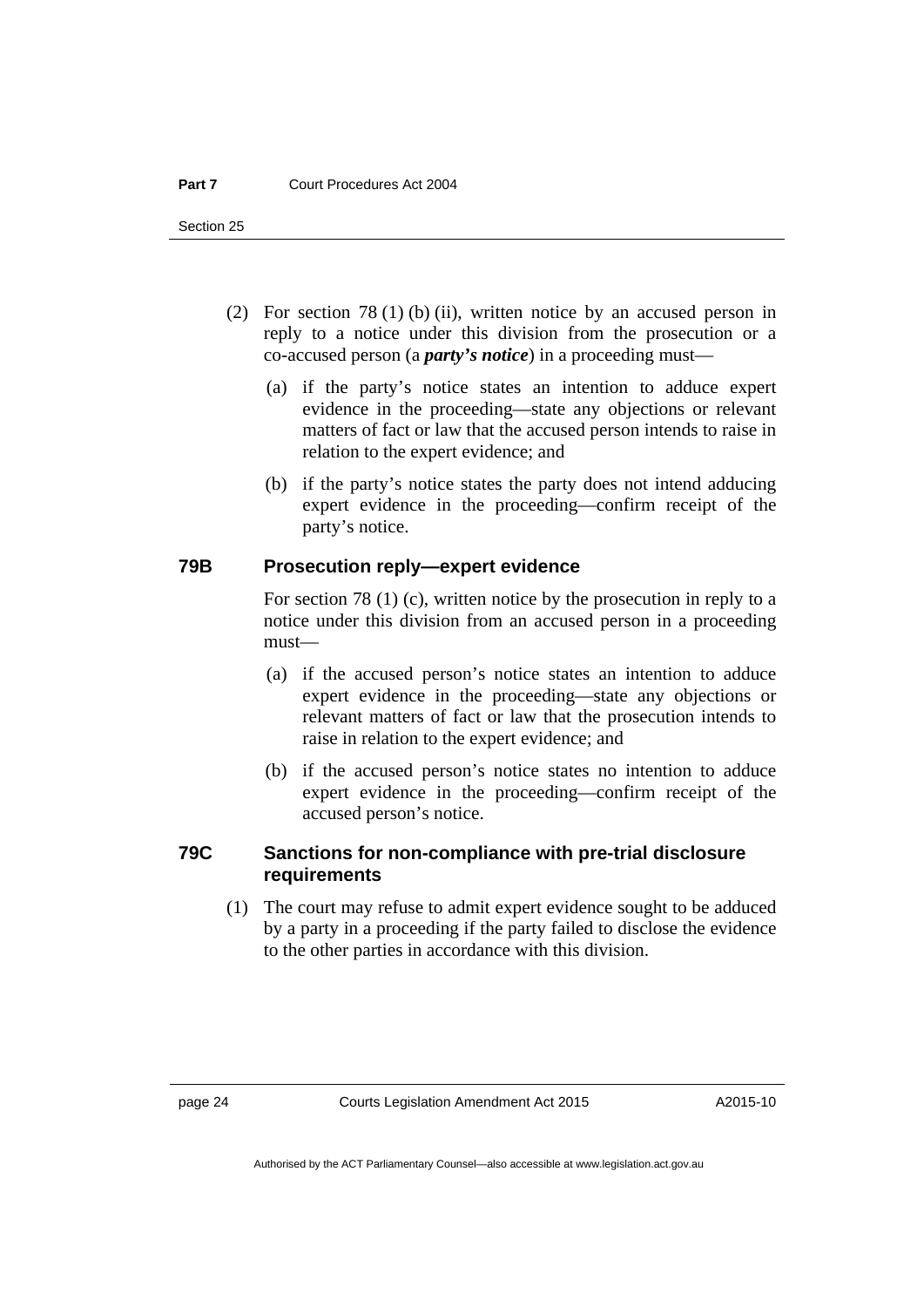(2) For section 78 (1) (b) (ii), written notice by an accused person in reply to a notice under this division from the prosecution or a co-accused person (a ***party's notice***) in a proceeding must—

(a) if the party's notice states an intention to adduce expert evidence in the proceeding—state any objections or relevant matters of fact or law that the accused person intends to raise in relation to the expert evidence; and

(b) if the party's notice states the party does not intend adducing expert evidence in the proceeding—confirm receipt of the party's notice.

### 79B Prosecution reply—expert evidence

For section 78 (1) (c), written notice by the prosecution in reply to a notice under this division from an accused person in a proceeding must—

(a) if the accused person's notice states an intention to adduce expert evidence in the proceeding—state any objections or relevant matters of fact or law that the prosecution intends to raise in relation to the expert evidence; and

(b) if the accused person's notice states no intention to adduce expert evidence in the proceeding—confirm receipt of the accused person's notice.

### 79C Sanctions for non-compliance with pre-trial disclosure requirements

(1) The court may refuse to admit expert evidence sought to be adduced by a party in a proceeding if the party failed to disclose the evidence to the other parties in accordance with this division.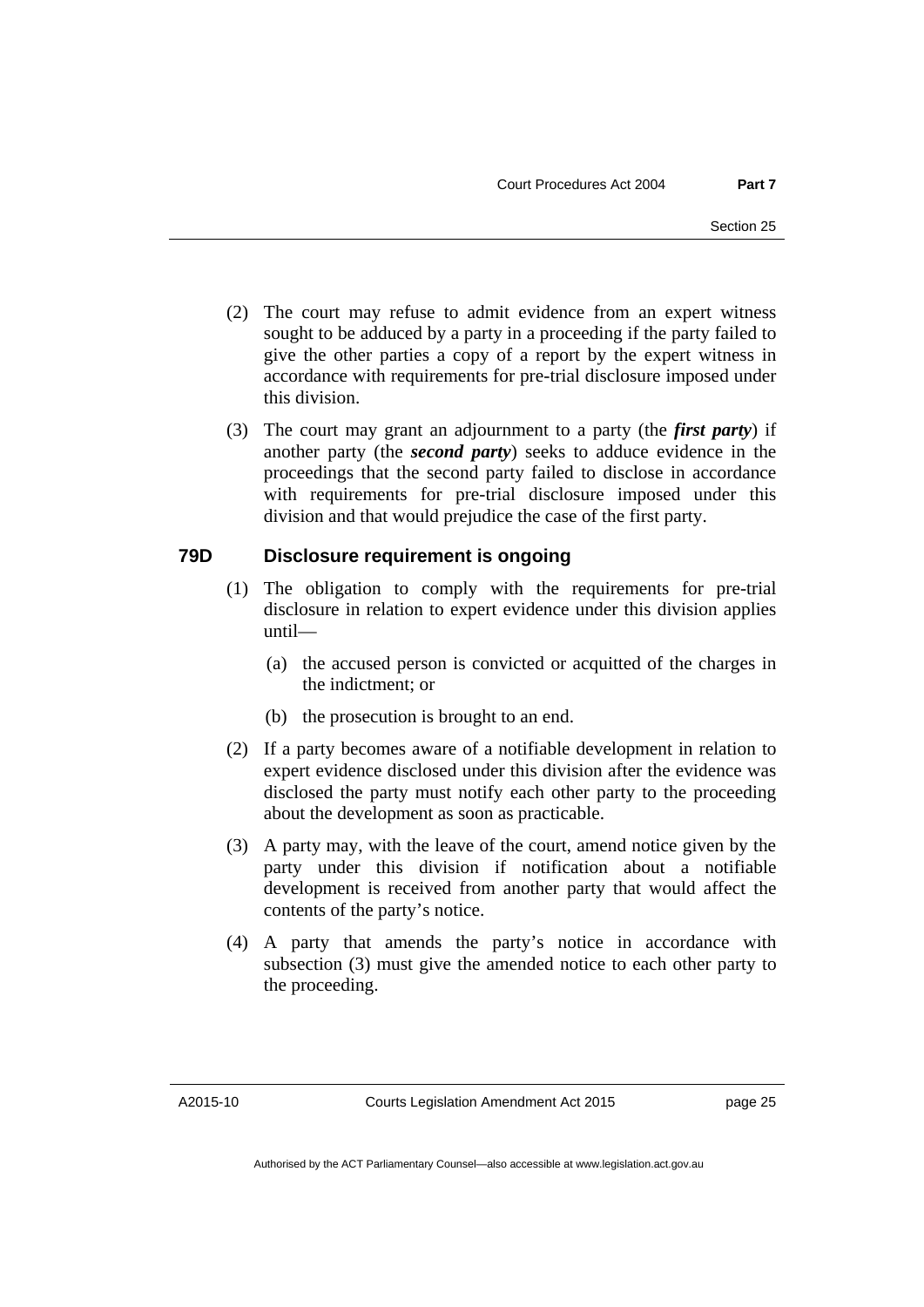(2) The court may refuse to admit evidence from an expert witness sought to be adduced by a party in a proceeding if the party failed to give the other parties a copy of a report by the expert witness in accordance with requirements for pre-trial disclosure imposed under this division.

(3) The court may grant an adjournment to a party (the ***first party***) if another party (the ***second party***) seeks to adduce evidence in the proceedings that the second party failed to disclose in accordance with requirements for pre-trial disclosure imposed under this division and that would prejudice the case of the first party.

### 79D Disclosure requirement is ongoing

(1) The obligation to comply with the requirements for pre-trial disclosure in relation to expert evidence under this division applies until—

(a) the accused person is convicted or acquitted of the charges in the indictment; or

(b) the prosecution is brought to an end.

(2) If a party becomes aware of a notifiable development in relation to expert evidence disclosed under this division after the evidence was disclosed the party must notify each other party to the proceeding about the development as soon as practicable.

(3) A party may, with the leave of the court, amend notice given by the party under this division if notification about a notifiable development is received from another party that would affect the contents of the party's notice.

(4) A party that amends the party's notice in accordance with subsection (3) must give the amended notice to each other party to the proceeding.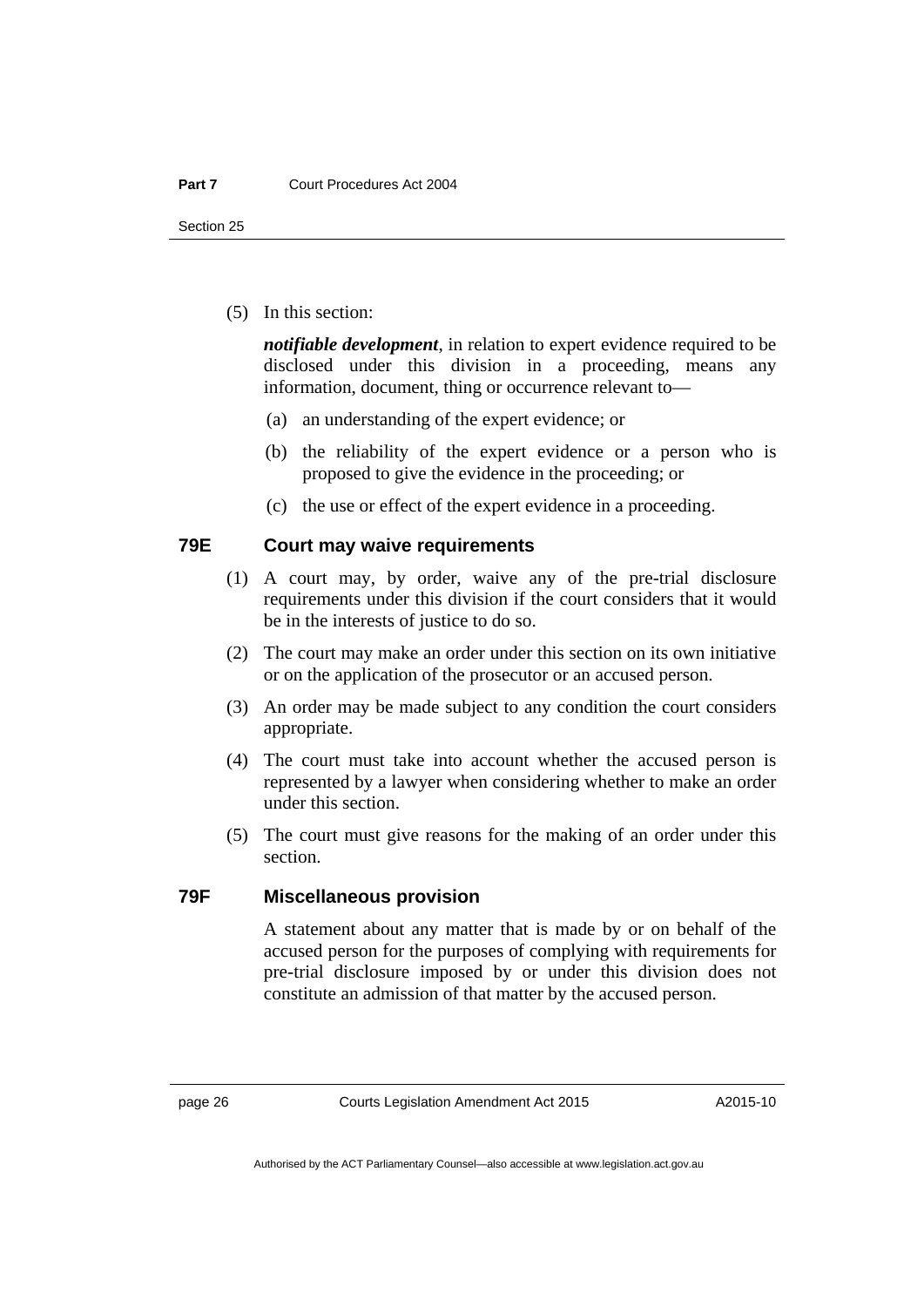(5) In this section:

***notifiable development***, in relation to expert evidence required to be disclosed under this division in a proceeding, means any information, document, thing or occurrence relevant to—

(a) an understanding of the expert evidence; or

(b) the reliability of the expert evidence or a person who is proposed to give the evidence in the proceeding; or

(c) the use or effect of the expert evidence in a proceeding.

### 79E Court may waive requirements

(1) A court may, by order, waive any of the pre-trial disclosure requirements under this division if the court considers that it would be in the interests of justice to do so.

(2) The court may make an order under this section on its own initiative or on the application of the prosecutor or an accused person.

(3) An order may be made subject to any condition the court considers appropriate.

(4) The court must take into account whether the accused person is represented by a lawyer when considering whether to make an order under this section.

(5) The court must give reasons for the making of an order under this section.

### 79F Miscellaneous provision

A statement about any matter that is made by or on behalf of the accused person for the purposes of complying with requirements for pre-trial disclosure imposed by or under this division does not constitute an admission of that matter by the accused person.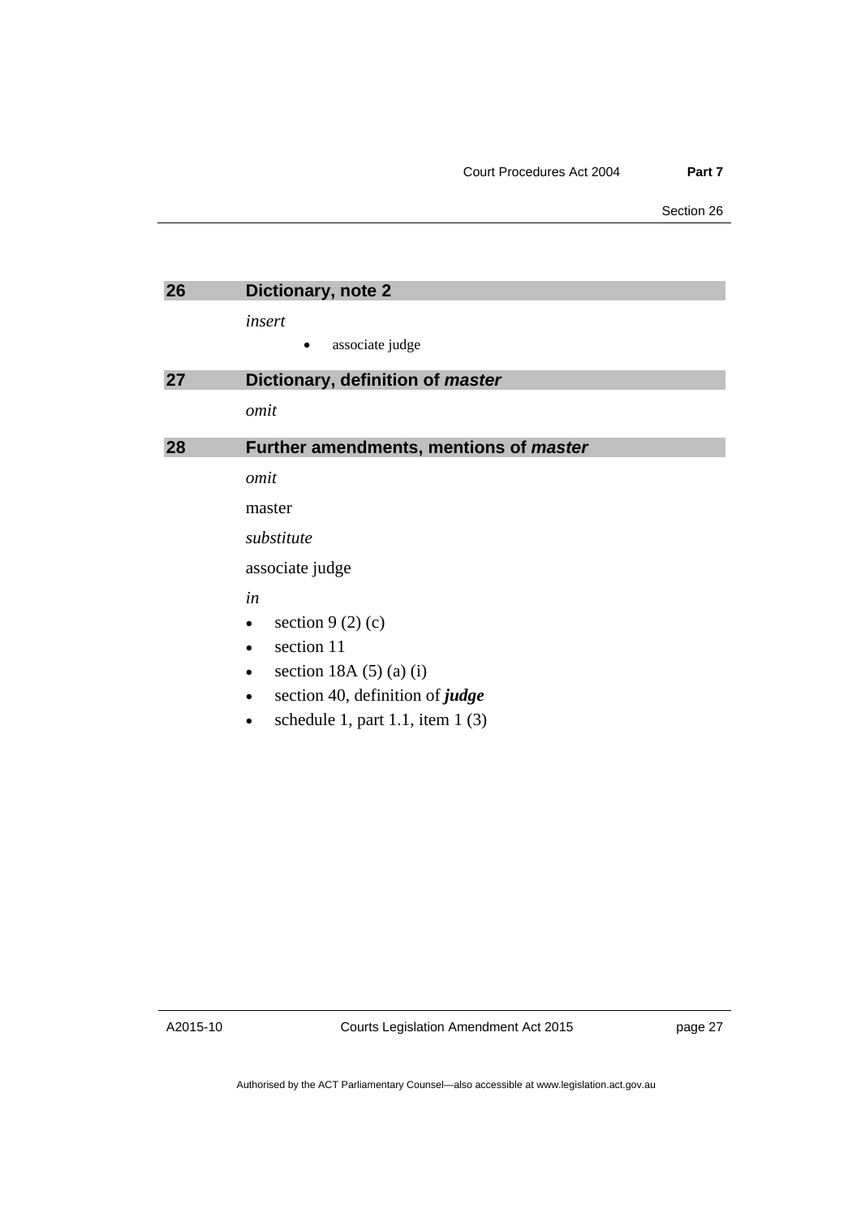## 26 Dictionary, note 2

*insert*

- associate judge

## 27 Dictionary, definition of ***master***

*omit*

## 28 Further amendments, mentions of ***master***

*omit*

master

*substitute*

associate judge

*in*

- section 9 (2) (c)
- section 11
- section 18A (5) (a) (i)
- section 40, definition of ***judge***
- schedule 1, part 1.1, item 1 (3)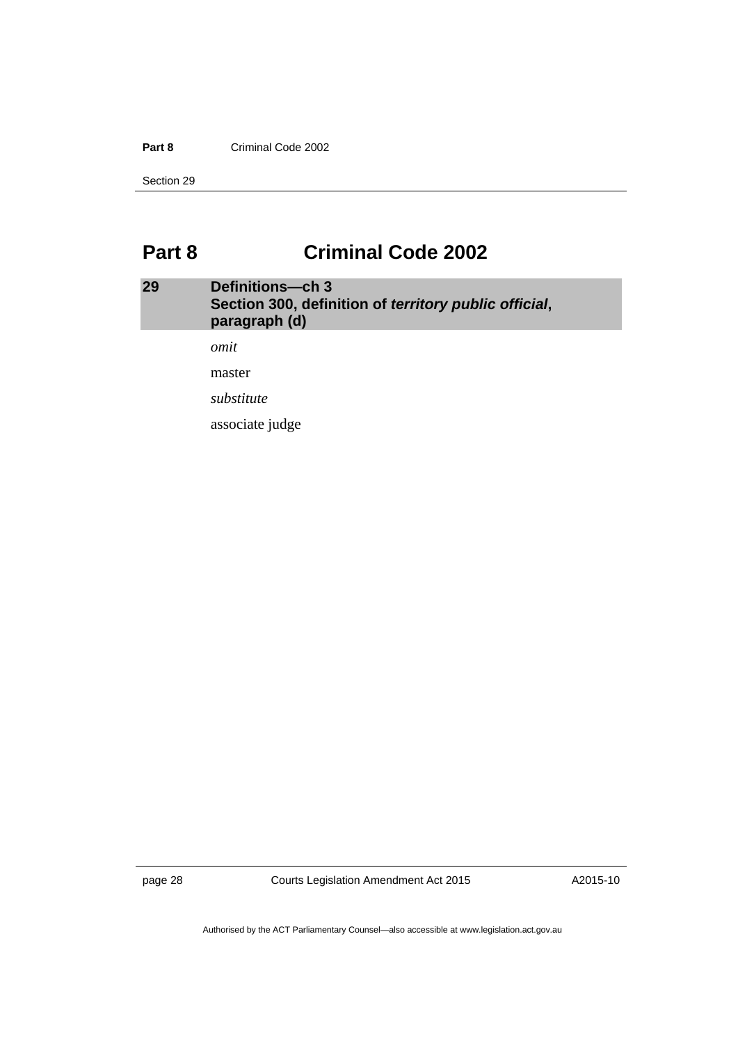# Part 8 Criminal Code 2002

## 29 Definitions—ch 3
## Section 300, definition of *territory public official*, paragraph (d)

*omit*

master

*substitute*

associate judge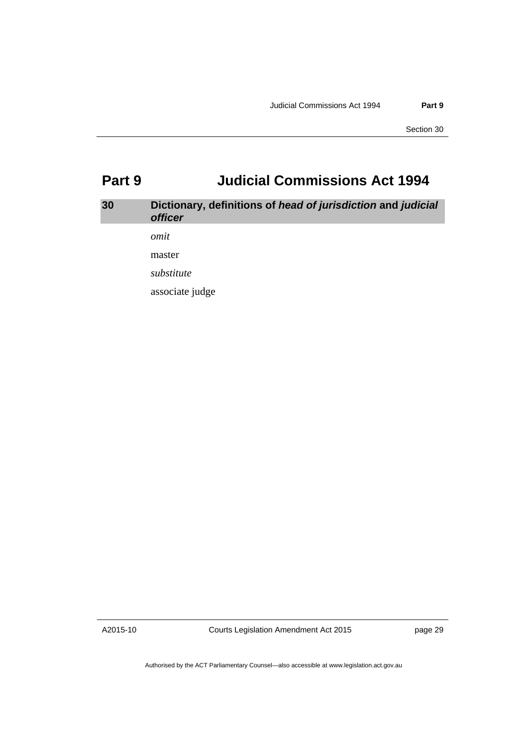# Part 9 Judicial Commissions Act 1994

## 30 Dictionary, definitions of *head of jurisdiction* and *judicial officer*

*omit*

master

*substitute*

associate judge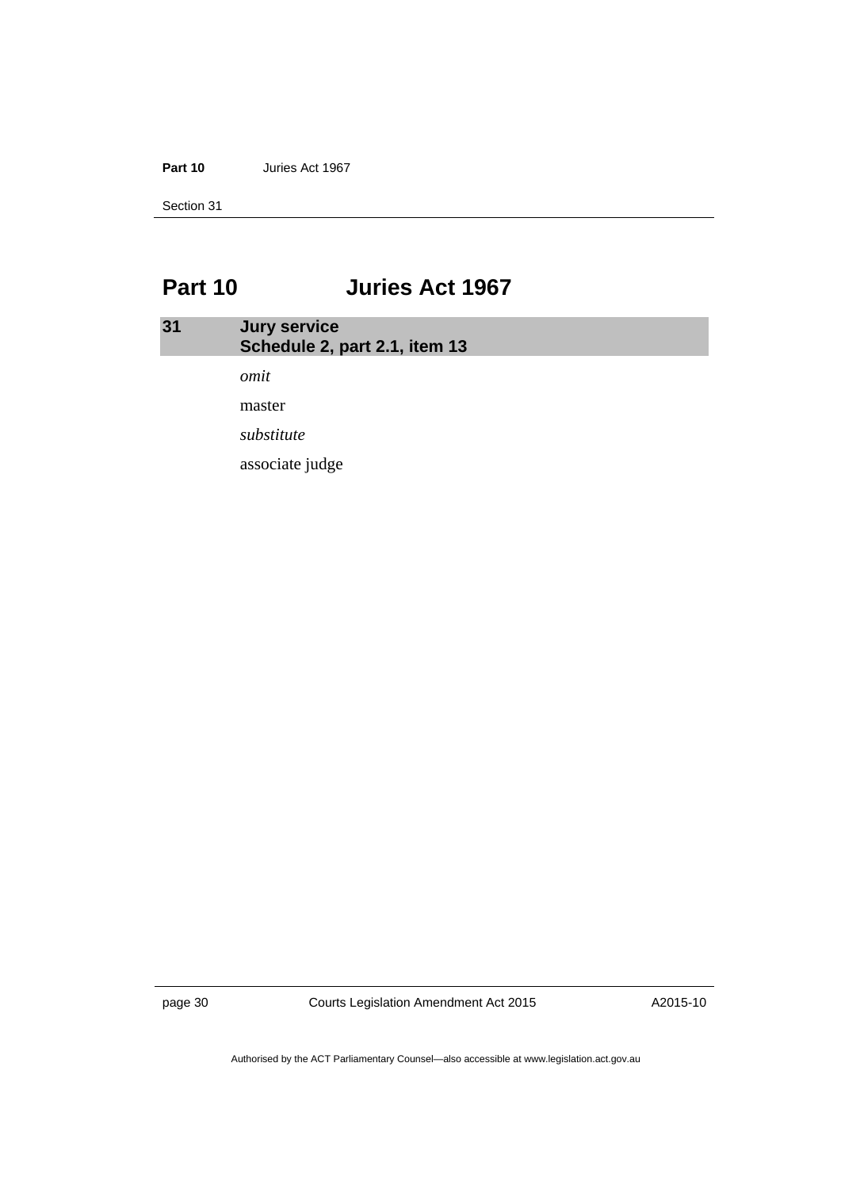# Part 10 Juries Act 1967

## 31 Jury service
## Schedule 2, part 2.1, item 13

*omit*

master

*substitute*

associate judge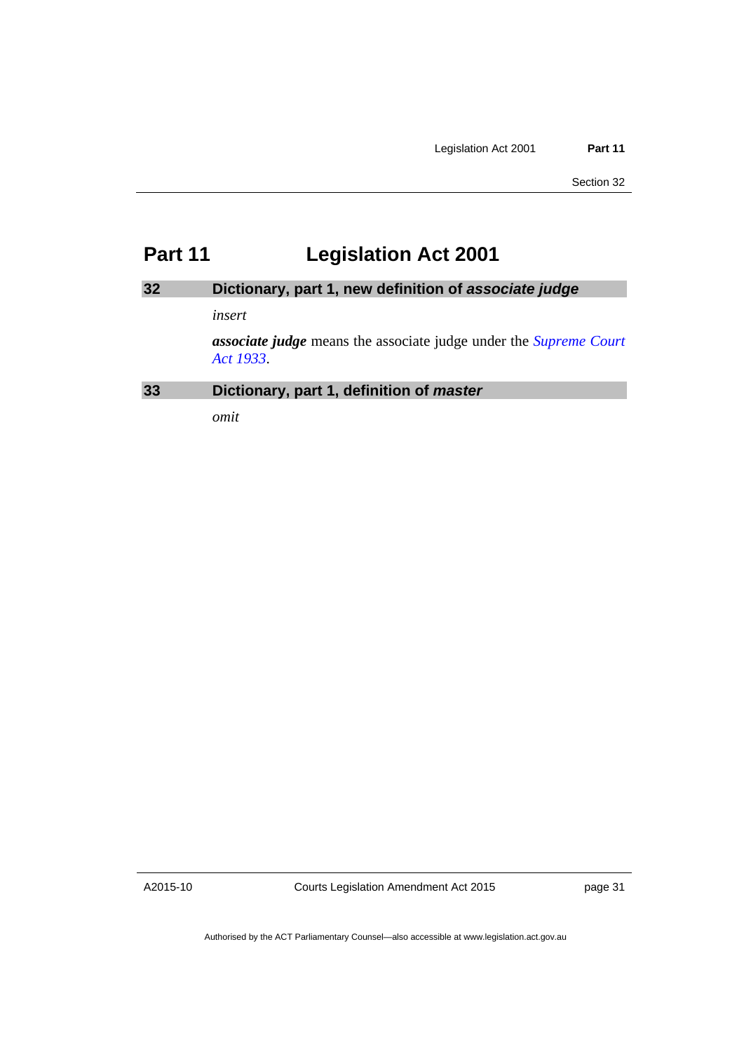# Part 11 Legislation Act 2001

## 32 Dictionary, part 1, new definition of *associate judge*

*insert*

***associate judge*** means the associate judge under the *Supreme Court Act 1933*.

## 33 Dictionary, part 1, definition of *master*

*omit*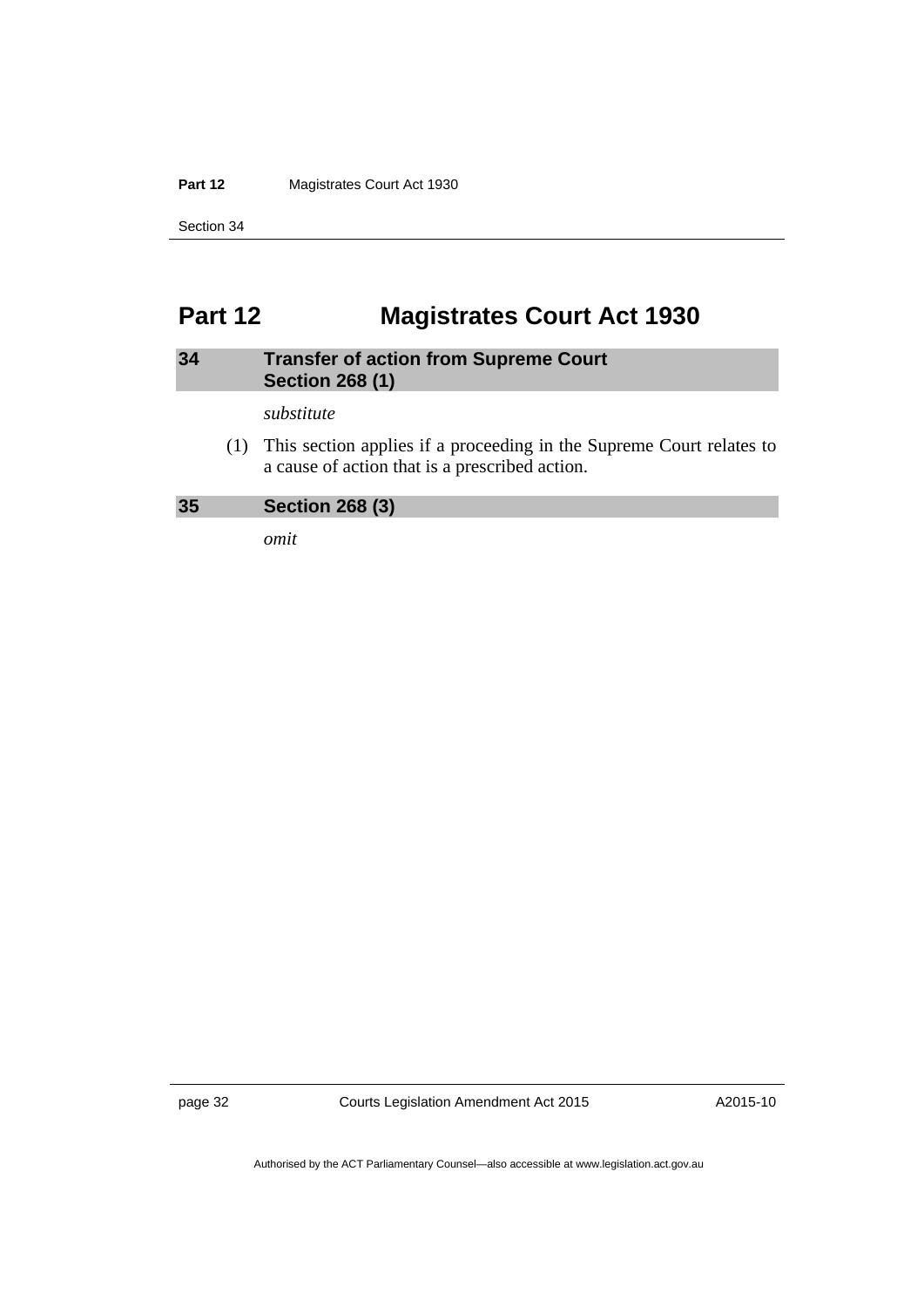# Part 12 Magistrates Court Act 1930

## 34 Transfer of action from Supreme Court Section 268 (1)

*substitute*

(1) This section applies if a proceeding in the Supreme Court relates to a cause of action that is a prescribed action.

## 35 Section 268 (3)

*omit*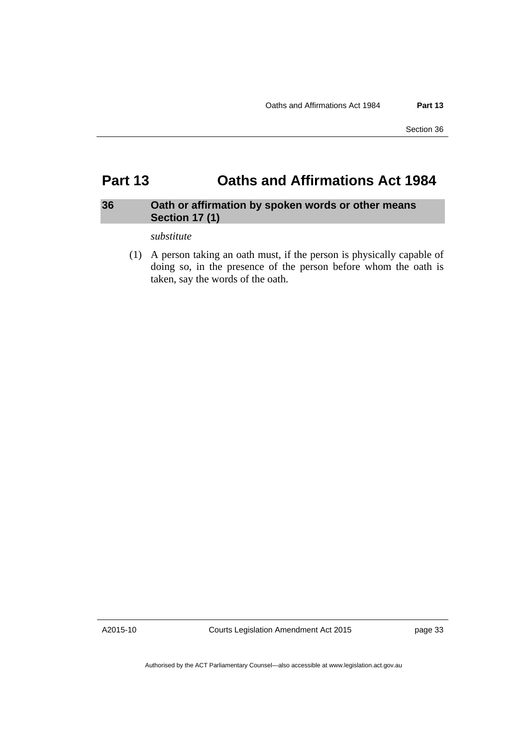# Part 13 Oaths and Affirmations Act 1984

## 36 Oath or affirmation by spoken words or other means Section 17 (1)

*substitute*

(1) A person taking an oath must, if the person is physically capable of doing so, in the presence of the person before whom the oath is taken, say the words of the oath.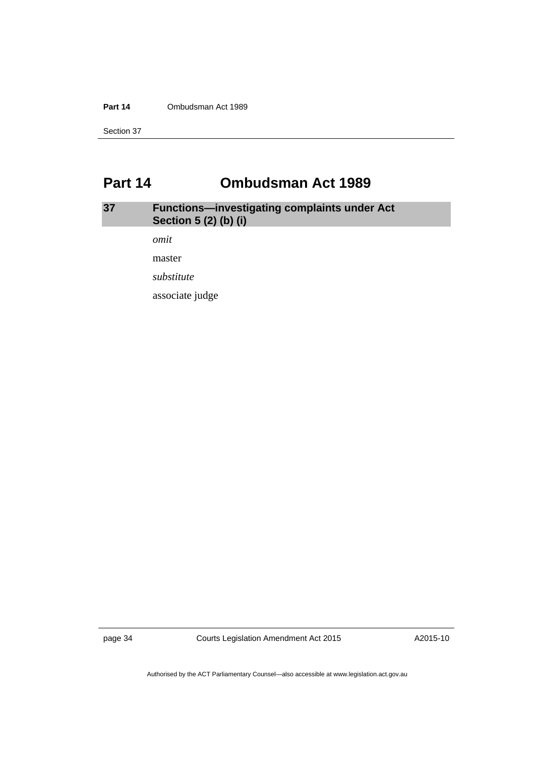## Part 14 Ombudsman Act 1989

### 37 Functions—investigating complaints under Act Section 5 (2) (b) (i)

*omit*

master

*substitute*

associate judge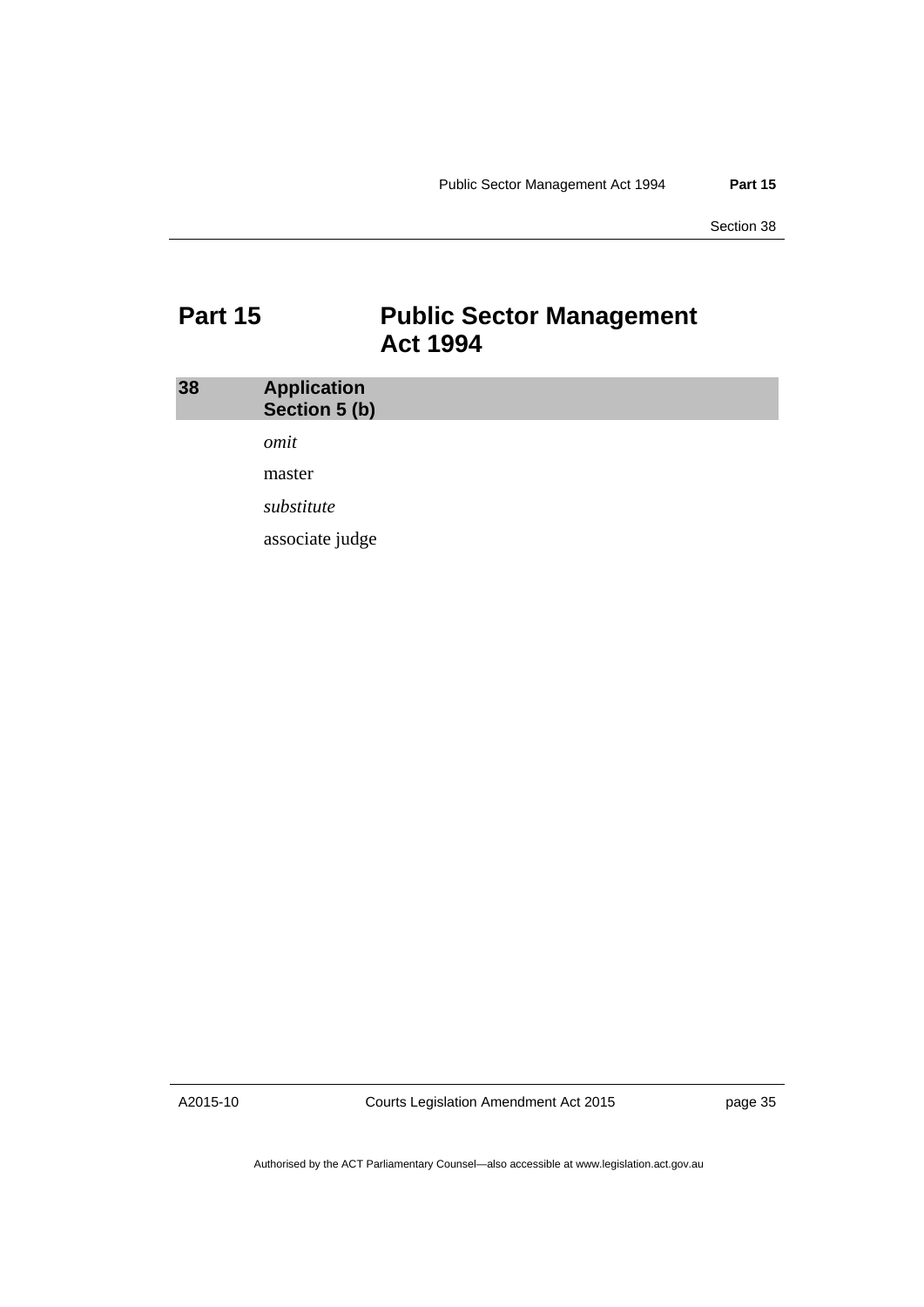# Part 15 Public Sector Management Act 1994

## 38 Application Section 5 (b)

*omit*

master

*substitute*

associate judge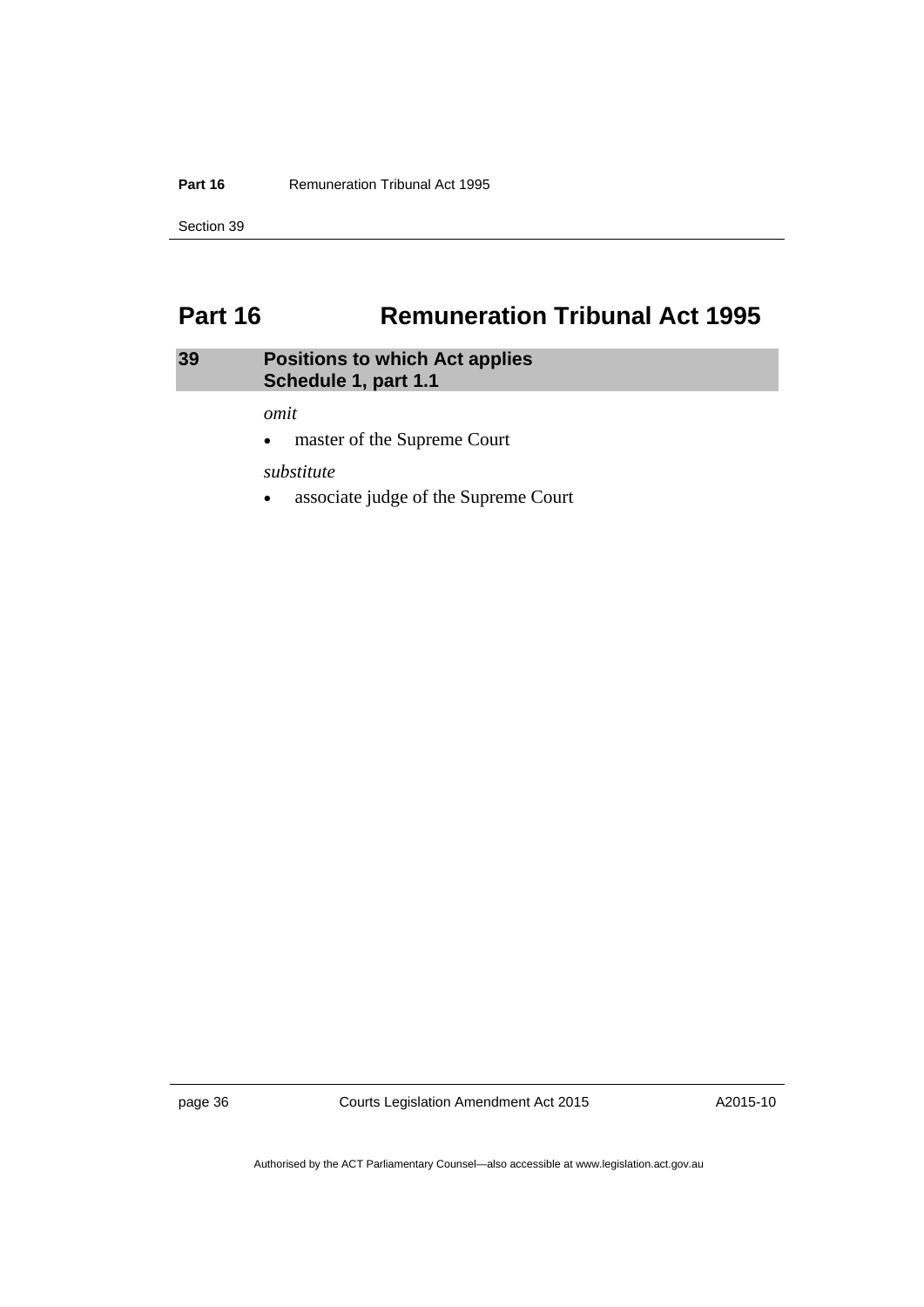# Part 16 Remuneration Tribunal Act 1995

## 39 Positions to which Act applies Schedule 1, part 1.1

*omit*

- master of the Supreme Court

*substitute*

- associate judge of the Supreme Court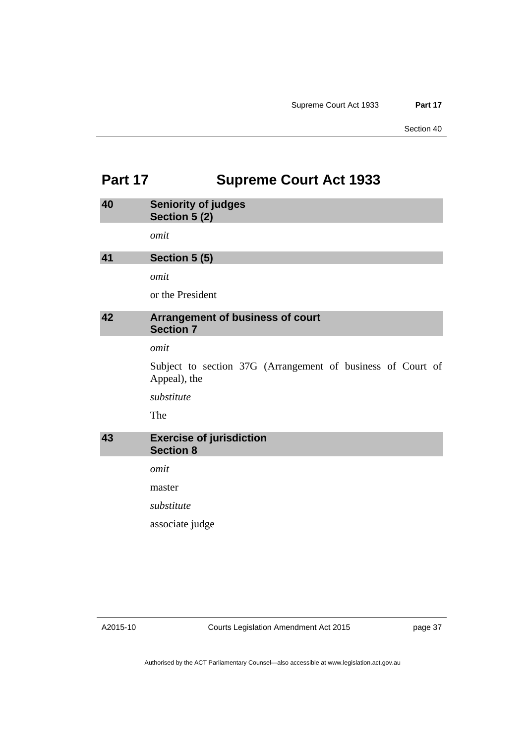# Part 17 Supreme Court Act 1933

### 40 Seniority of judges Section 5 (2)

*omit*

### 41 Section 5 (5)

*omit*

or the President

### 42 Arrangement of business of court Section 7

*omit*

Subject to section 37G (Arrangement of business of Court of Appeal), the

*substitute*

The

### 43 Exercise of jurisdiction Section 8

*omit*

master

*substitute*

associate judge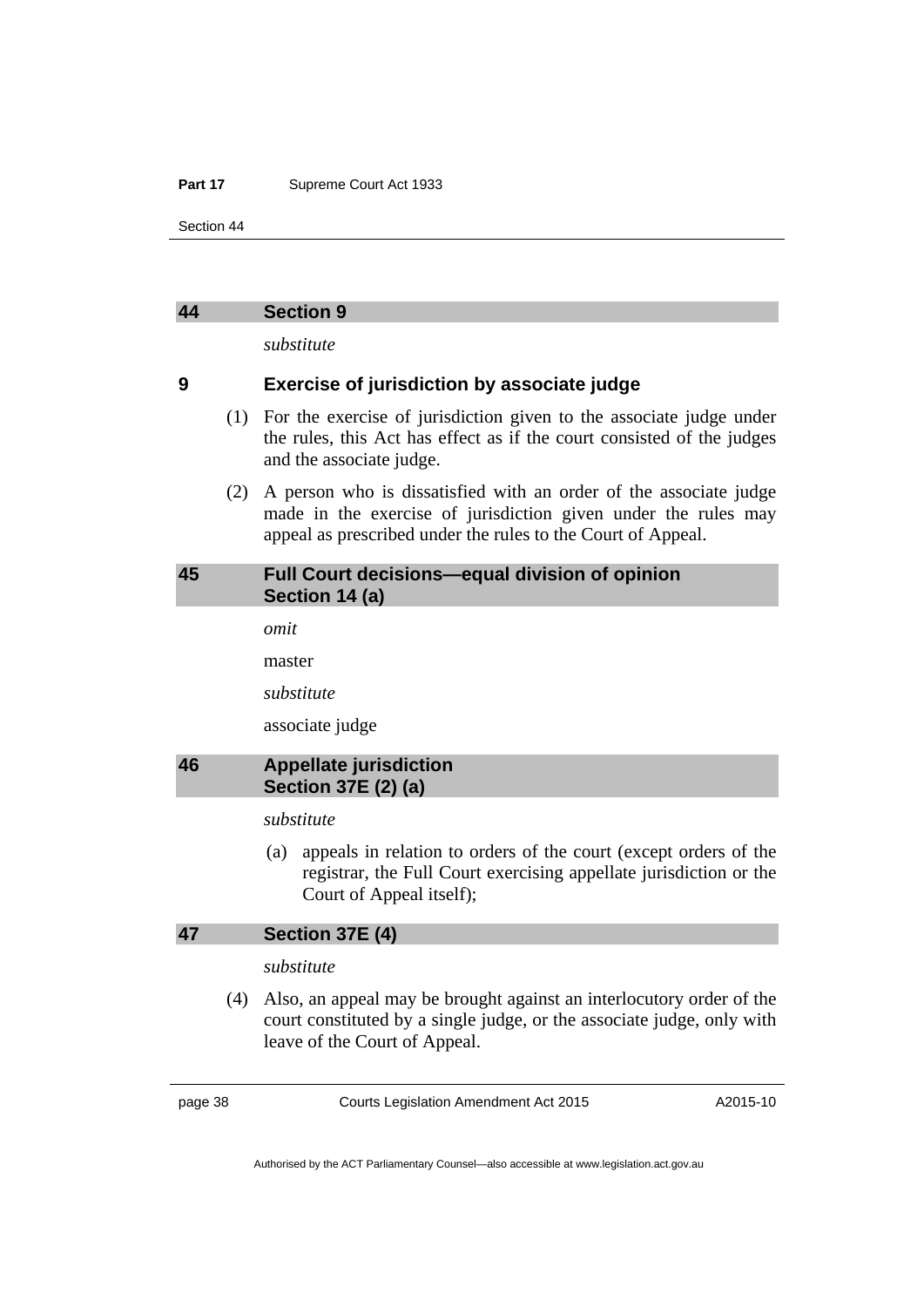## 44 Section 9

*substitute*

### 9 Exercise of jurisdiction by associate judge

(1) For the exercise of jurisdiction given to the associate judge under the rules, this Act has effect as if the court consisted of the judges and the associate judge.

(2) A person who is dissatisfied with an order of the associate judge made in the exercise of jurisdiction given under the rules may appeal as prescribed under the rules to the Court of Appeal.

## 45 Full Court decisions—equal division of opinion Section 14 (a)

*omit*

master

*substitute*

associate judge

## 46 Appellate jurisdiction Section 37E (2) (a)

*substitute*

(a) appeals in relation to orders of the court (except orders of the registrar, the Full Court exercising appellate jurisdiction or the Court of Appeal itself);

## 47 Section 37E (4)

*substitute*

(4) Also, an appeal may be brought against an interlocutory order of the court constituted by a single judge, or the associate judge, only with leave of the Court of Appeal.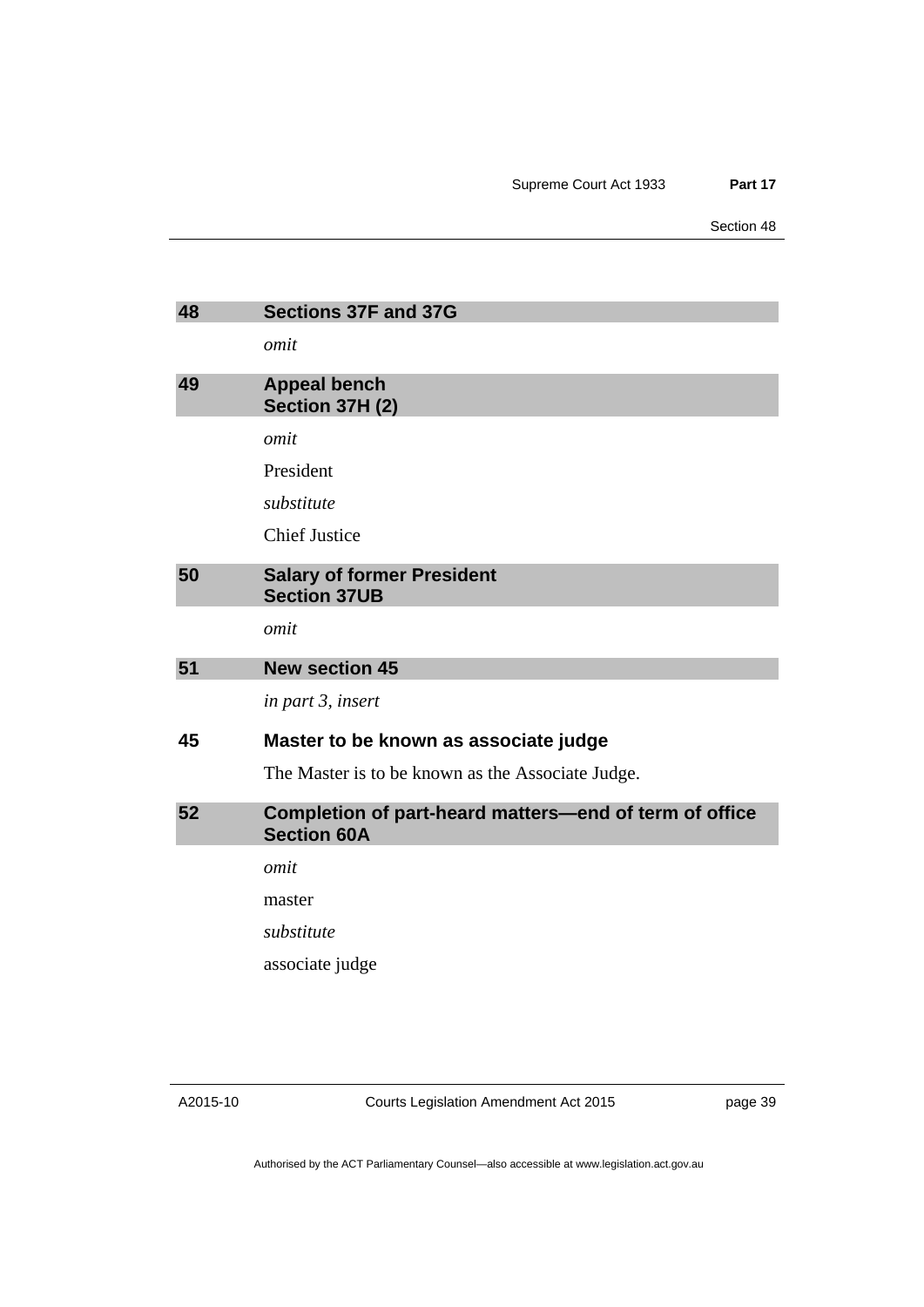### 48 Sections 37F and 37G

*omit*

### 49 Appeal bench
### Section 37H (2)

*omit*

President

*substitute*

Chief Justice

### 50 Salary of former President
### Section 37UB

*omit*

### 51 New section 45

*in part 3, insert*

**45 Master to be known as associate judge**

The Master is to be known as the Associate Judge.

### 52 Completion of part-heard matters—end of term of office
### Section 60A

*omit*

master

*substitute*

associate judge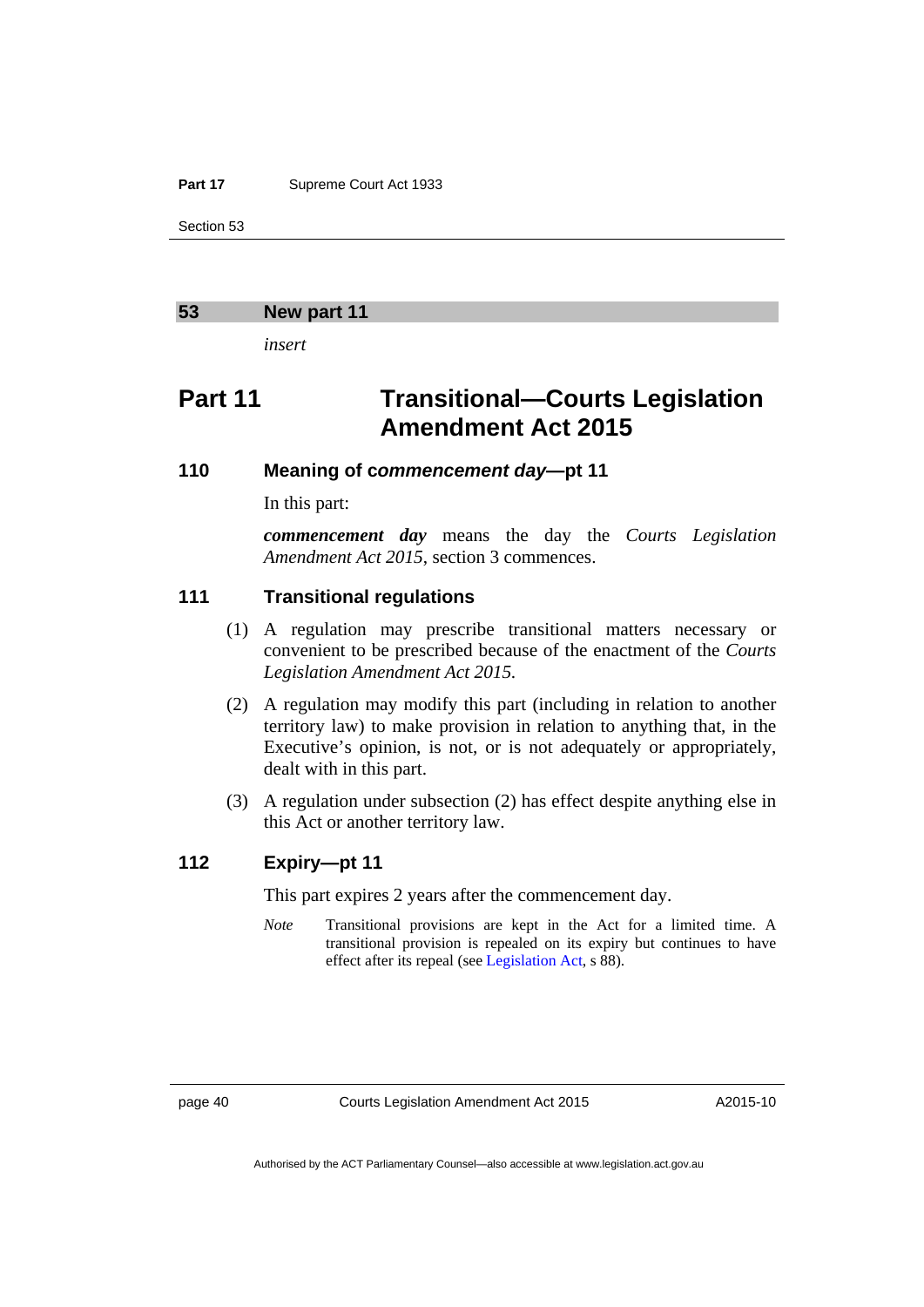## 53 New part 11

*insert*

# Part 11 Transitional—Courts Legislation Amendment Act 2015

### 110 Meaning of *commencement day*—pt 11

In this part:

***commencement day*** means the day the *Courts Legislation Amendment Act 2015*, section 3 commences.

### 111 Transitional regulations

(1) A regulation may prescribe transitional matters necessary or convenient to be prescribed because of the enactment of the *Courts Legislation Amendment Act 2015*.

(2) A regulation may modify this part (including in relation to another territory law) to make provision in relation to anything that, in the Executive's opinion, is not, or is not adequately or appropriately, dealt with in this part.

(3) A regulation under subsection (2) has effect despite anything else in this Act or another territory law.

### 112 Expiry—pt 11

This part expires 2 years after the commencement day.

*Note* Transitional provisions are kept in the Act for a limited time. A transitional provision is repealed on its expiry but continues to have effect after its repeal (see Legislation Act, s 88).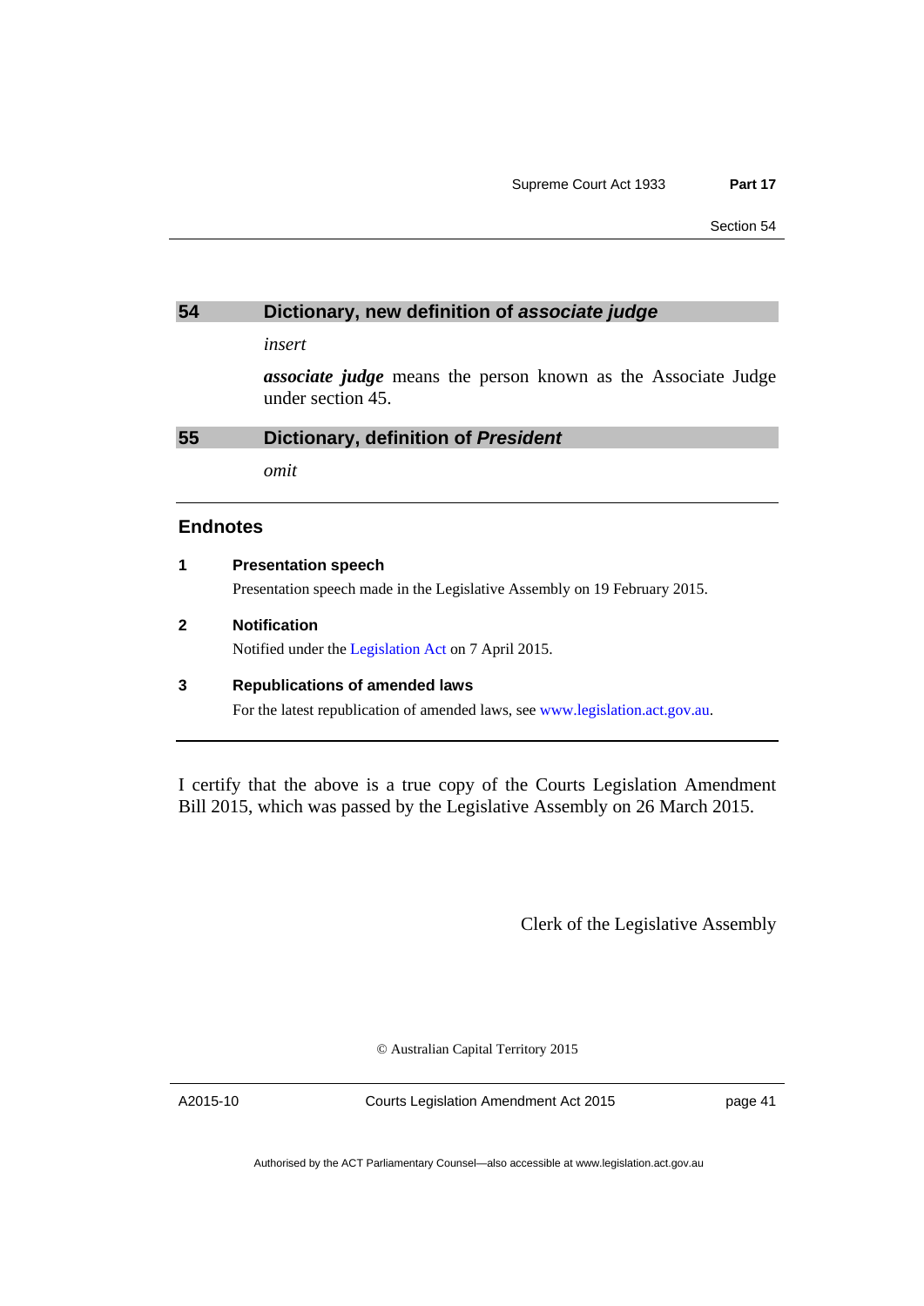## 54 Dictionary, new definition of *associate judge*

*insert*

***associate judge*** means the person known as the Associate Judge under section 45.

## 55 Dictionary, definition of *President*

*omit*

## Endnotes

### 1 Presentation speech

Presentation speech made in the Legislative Assembly on 19 February 2015.

### 2 Notification

Notified under the Legislation Act on 7 April 2015.

### 3 Republications of amended laws

For the latest republication of amended laws, see www.legislation.act.gov.au.

I certify that the above is a true copy of the Courts Legislation Amendment Bill 2015, which was passed by the Legislative Assembly on 26 March 2015.

Clerk of the Legislative Assembly

© Australian Capital Territory 2015